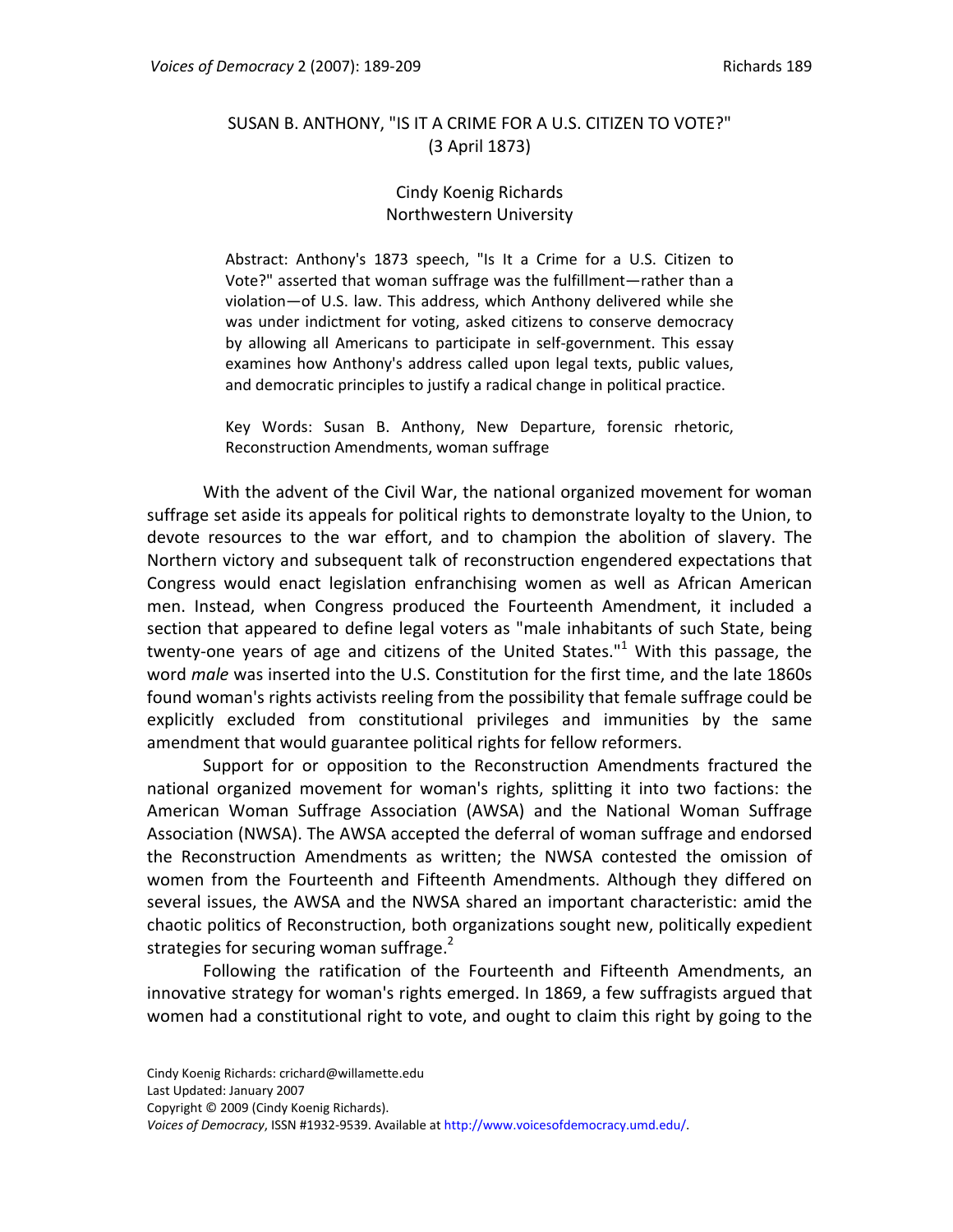# SUSAN B. ANTHONY, "IS IT A CRIME FOR A U.S. CITIZEN TO VOTE?" (3 April 1873)

Cindy Koenig Richards
Northwestern University

Abstract: Anthony's 1873 speech, "Is It a Crime for a U.S. Citizen to Vote?" asserted that woman suffrage was the fulfillment—rather than a violation—of U.S. law. This address, which Anthony delivered while she was under indictment for voting, asked citizens to conserve democracy by allowing all Americans to participate in self-government. This essay examines how Anthony's address called upon legal texts, public values, and democratic principles to justify a radical change in political practice.

Key Words: Susan B. Anthony, New Departure, forensic rhetoric, Reconstruction Amendments, woman suffrage

With the advent of the Civil War, the national organized movement for woman suffrage set aside its appeals for political rights to demonstrate loyalty to the Union, to devote resources to the war effort, and to champion the abolition of slavery. The Northern victory and subsequent talk of reconstruction engendered expectations that Congress would enact legislation enfranchising women as well as African American men. Instead, when Congress produced the Fourteenth Amendment, it included a section that appeared to define legal voters as "male inhabitants of such State, being twenty-one years of age and citizens of the United States."[1] With this passage, the word *male* was inserted into the U.S. Constitution for the first time, and the late 1860s found woman's rights activists reeling from the possibility that female suffrage could be explicitly excluded from constitutional privileges and immunities by the same amendment that would guarantee political rights for fellow reformers.

Support for or opposition to the Reconstruction Amendments fractured the national organized movement for woman's rights, splitting it into two factions: the American Woman Suffrage Association (AWSA) and the National Woman Suffrage Association (NWSA). The AWSA accepted the deferral of woman suffrage and endorsed the Reconstruction Amendments as written; the NWSA contested the omission of women from the Fourteenth and Fifteenth Amendments. Although they differed on several issues, the AWSA and the NWSA shared an important characteristic: amid the chaotic politics of Reconstruction, both organizations sought new, politically expedient strategies for securing woman suffrage.[2]

Following the ratification of the Fourteenth and Fifteenth Amendments, an innovative strategy for woman's rights emerged. In 1869, a few suffragists argued that women had a constitutional right to vote, and ought to claim this right by going to the

Cindy Koenig Richards: crichard@willamette.edu
Last Updated: January 2007
Copyright © 2009 (Cindy Koenig Richards).
*Voices of Democracy*, ISSN #1932-9539. Available at http://www.voicesofdemocracy.umd.edu/.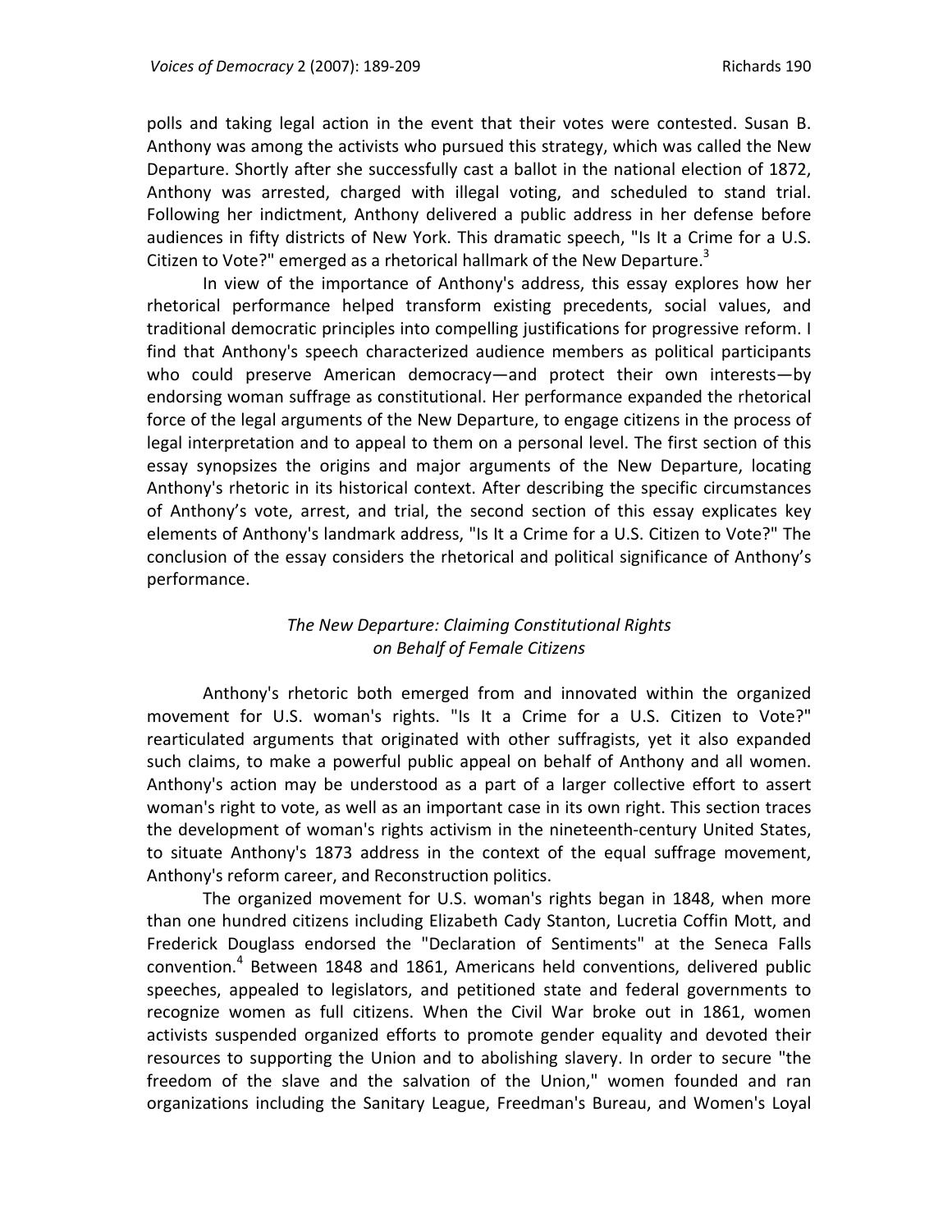polls and taking legal action in the event that their votes were contested. Susan B. Anthony was among the activists who pursued this strategy, which was called the New Departure. Shortly after she successfully cast a ballot in the national election of 1872, Anthony was arrested, charged with illegal voting, and scheduled to stand trial. Following her indictment, Anthony delivered a public address in her defense before audiences in fifty districts of New York. This dramatic speech, "Is It a Crime for a U.S. Citizen to Vote?" emerged as a rhetorical hallmark of the New Departure.[3]

In view of the importance of Anthony's address, this essay explores how her rhetorical performance helped transform existing precedents, social values, and traditional democratic principles into compelling justifications for progressive reform. I find that Anthony's speech characterized audience members as political participants who could preserve American democracy—and protect their own interests—by endorsing woman suffrage as constitutional. Her performance expanded the rhetorical force of the legal arguments of the New Departure, to engage citizens in the process of legal interpretation and to appeal to them on a personal level. The first section of this essay synopsizes the origins and major arguments of the New Departure, locating Anthony's rhetoric in its historical context. After describing the specific circumstances of Anthony's vote, arrest, and trial, the second section of this essay explicates key elements of Anthony's landmark address, "Is It a Crime for a U.S. Citizen to Vote?" The conclusion of the essay considers the rhetorical and political significance of Anthony's performance.

## *The New Departure: Claiming Constitutional Rights on Behalf of Female Citizens*

Anthony's rhetoric both emerged from and innovated within the organized movement for U.S. woman's rights. "Is It a Crime for a U.S. Citizen to Vote?" rearticulated arguments that originated with other suffragists, yet it also expanded such claims, to make a powerful public appeal on behalf of Anthony and all women. Anthony's action may be understood as a part of a larger collective effort to assert woman's right to vote, as well as an important case in its own right. This section traces the development of woman's rights activism in the nineteenth-century United States, to situate Anthony's 1873 address in the context of the equal suffrage movement, Anthony's reform career, and Reconstruction politics.

The organized movement for U.S. woman's rights began in 1848, when more than one hundred citizens including Elizabeth Cady Stanton, Lucretia Coffin Mott, and Frederick Douglass endorsed the "Declaration of Sentiments" at the Seneca Falls convention.[4] Between 1848 and 1861, Americans held conventions, delivered public speeches, appealed to legislators, and petitioned state and federal governments to recognize women as full citizens. When the Civil War broke out in 1861, women activists suspended organized efforts to promote gender equality and devoted their resources to supporting the Union and to abolishing slavery. In order to secure "the freedom of the slave and the salvation of the Union," women founded and ran organizations including the Sanitary League, Freedman's Bureau, and Women's Loyal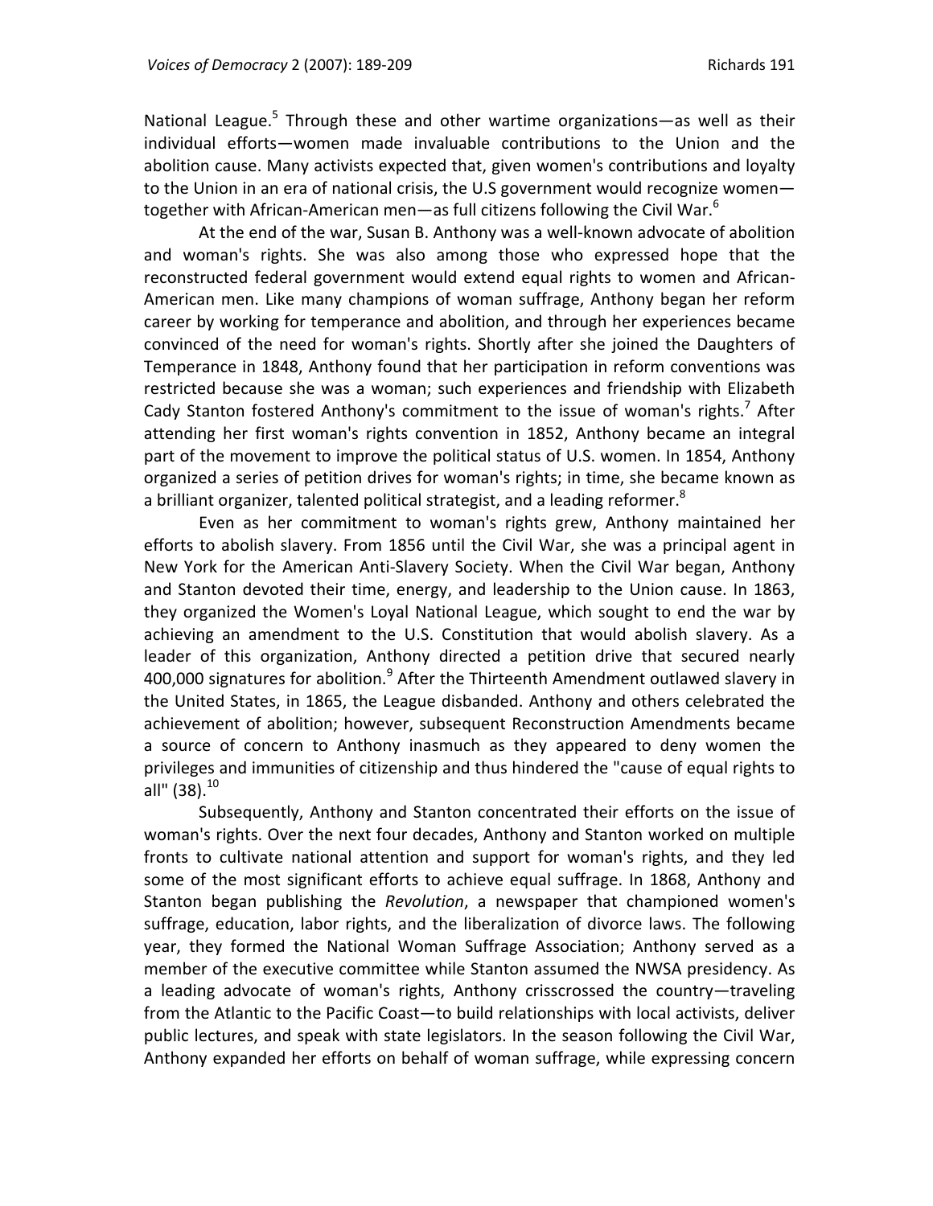National League.[5] Through these and other wartime organizations—as well as their individual efforts—women made invaluable contributions to the Union and the abolition cause. Many activists expected that, given women's contributions and loyalty to the Union in an era of national crisis, the U.S government would recognize women—together with African-American men—as full citizens following the Civil War.[6]

At the end of the war, Susan B. Anthony was a well-known advocate of abolition and woman's rights. She was also among those who expressed hope that the reconstructed federal government would extend equal rights to women and African-American men. Like many champions of woman suffrage, Anthony began her reform career by working for temperance and abolition, and through her experiences became convinced of the need for woman's rights. Shortly after she joined the Daughters of Temperance in 1848, Anthony found that her participation in reform conventions was restricted because she was a woman; such experiences and friendship with Elizabeth Cady Stanton fostered Anthony's commitment to the issue of woman's rights.[7] After attending her first woman's rights convention in 1852, Anthony became an integral part of the movement to improve the political status of U.S. women. In 1854, Anthony organized a series of petition drives for woman's rights; in time, she became known as a brilliant organizer, talented political strategist, and a leading reformer.[8]

Even as her commitment to woman's rights grew, Anthony maintained her efforts to abolish slavery. From 1856 until the Civil War, she was a principal agent in New York for the American Anti-Slavery Society. When the Civil War began, Anthony and Stanton devoted their time, energy, and leadership to the Union cause. In 1863, they organized the Women's Loyal National League, which sought to end the war by achieving an amendment to the U.S. Constitution that would abolish slavery. As a leader of this organization, Anthony directed a petition drive that secured nearly 400,000 signatures for abolition.[9] After the Thirteenth Amendment outlawed slavery in the United States, in 1865, the League disbanded. Anthony and others celebrated the achievement of abolition; however, subsequent Reconstruction Amendments became a source of concern to Anthony inasmuch as they appeared to deny women the privileges and immunities of citizenship and thus hindered the "cause of equal rights to all" (38).[10]

Subsequently, Anthony and Stanton concentrated their efforts on the issue of woman's rights. Over the next four decades, Anthony and Stanton worked on multiple fronts to cultivate national attention and support for woman's rights, and they led some of the most significant efforts to achieve equal suffrage. In 1868, Anthony and Stanton began publishing the *Revolution*, a newspaper that championed women's suffrage, education, labor rights, and the liberalization of divorce laws. The following year, they formed the National Woman Suffrage Association; Anthony served as a member of the executive committee while Stanton assumed the NWSA presidency. As a leading advocate of woman's rights, Anthony crisscrossed the country—traveling from the Atlantic to the Pacific Coast—to build relationships with local activists, deliver public lectures, and speak with state legislators. In the season following the Civil War, Anthony expanded her efforts on behalf of woman suffrage, while expressing concern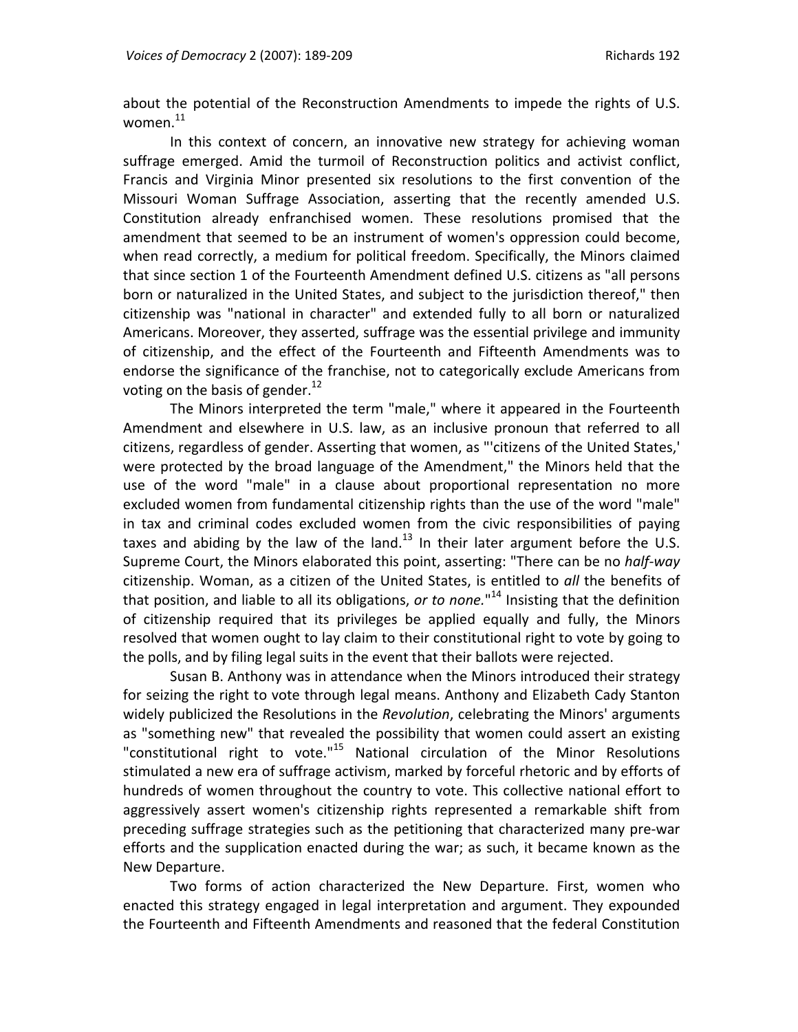about the potential of the Reconstruction Amendments to impede the rights of U.S. women.[11]

In this context of concern, an innovative new strategy for achieving woman suffrage emerged. Amid the turmoil of Reconstruction politics and activist conflict, Francis and Virginia Minor presented six resolutions to the first convention of the Missouri Woman Suffrage Association, asserting that the recently amended U.S. Constitution already enfranchised women. These resolutions promised that the amendment that seemed to be an instrument of women's oppression could become, when read correctly, a medium for political freedom. Specifically, the Minors claimed that since section 1 of the Fourteenth Amendment defined U.S. citizens as "all persons born or naturalized in the United States, and subject to the jurisdiction thereof," then citizenship was "national in character" and extended fully to all born or naturalized Americans. Moreover, they asserted, suffrage was the essential privilege and immunity of citizenship, and the effect of the Fourteenth and Fifteenth Amendments was to endorse the significance of the franchise, not to categorically exclude Americans from voting on the basis of gender.[12]

The Minors interpreted the term "male," where it appeared in the Fourteenth Amendment and elsewhere in U.S. law, as an inclusive pronoun that referred to all citizens, regardless of gender. Asserting that women, as "'citizens of the United States,' were protected by the broad language of the Amendment," the Minors held that the use of the word "male" in a clause about proportional representation no more excluded women from fundamental citizenship rights than the use of the word "male" in tax and criminal codes excluded women from the civic responsibilities of paying taxes and abiding by the law of the land.[13] In their later argument before the U.S. Supreme Court, the Minors elaborated this point, asserting: "There can be no *half-way* citizenship. Woman, as a citizen of the United States, is entitled to *all* the benefits of that position, and liable to all its obligations, *or to none.*"[14] Insisting that the definition of citizenship required that its privileges be applied equally and fully, the Minors resolved that women ought to lay claim to their constitutional right to vote by going to the polls, and by filing legal suits in the event that their ballots were rejected.

Susan B. Anthony was in attendance when the Minors introduced their strategy for seizing the right to vote through legal means. Anthony and Elizabeth Cady Stanton widely publicized the Resolutions in the *Revolution*, celebrating the Minors' arguments as "something new" that revealed the possibility that women could assert an existing "constitutional right to vote."[15] National circulation of the Minor Resolutions stimulated a new era of suffrage activism, marked by forceful rhetoric and by efforts of hundreds of women throughout the country to vote. This collective national effort to aggressively assert women's citizenship rights represented a remarkable shift from preceding suffrage strategies such as the petitioning that characterized many pre-war efforts and the supplication enacted during the war; as such, it became known as the New Departure.

Two forms of action characterized the New Departure. First, women who enacted this strategy engaged in legal interpretation and argument. They expounded the Fourteenth and Fifteenth Amendments and reasoned that the federal Constitution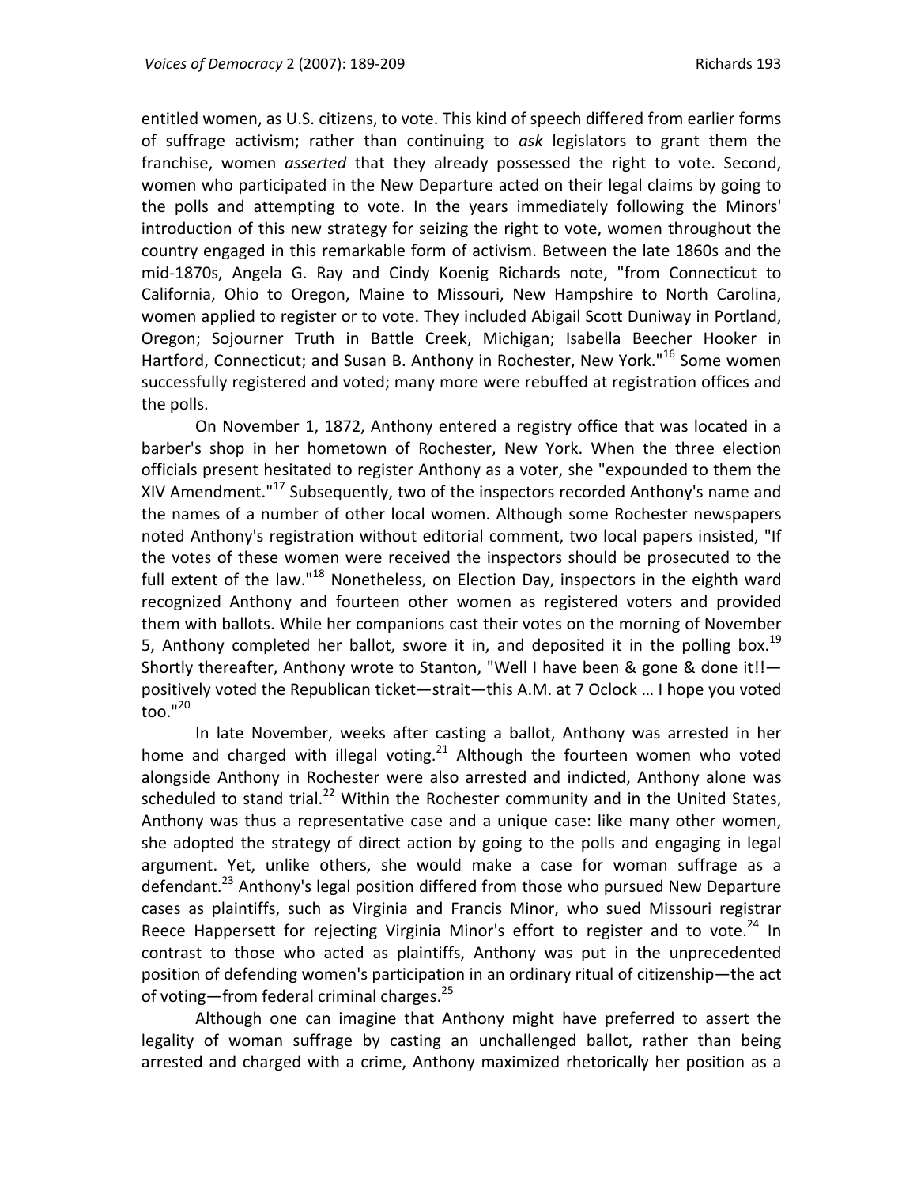entitled women, as U.S. citizens, to vote. This kind of speech differed from earlier forms of suffrage activism; rather than continuing to *ask* legislators to grant them the franchise, women *asserted* that they already possessed the right to vote. Second, women who participated in the New Departure acted on their legal claims by going to the polls and attempting to vote. In the years immediately following the Minors' introduction of this new strategy for seizing the right to vote, women throughout the country engaged in this remarkable form of activism. Between the late 1860s and the mid-1870s, Angela G. Ray and Cindy Koenig Richards note, "from Connecticut to California, Ohio to Oregon, Maine to Missouri, New Hampshire to North Carolina, women applied to register or to vote. They included Abigail Scott Duniway in Portland, Oregon; Sojourner Truth in Battle Creek, Michigan; Isabella Beecher Hooker in Hartford, Connecticut; and Susan B. Anthony in Rochester, New York."[16] Some women successfully registered and voted; many more were rebuffed at registration offices and the polls.

On November 1, 1872, Anthony entered a registry office that was located in a barber's shop in her hometown of Rochester, New York. When the three election officials present hesitated to register Anthony as a voter, she "expounded to them the XIV Amendment."[17] Subsequently, two of the inspectors recorded Anthony's name and the names of a number of other local women. Although some Rochester newspapers noted Anthony's registration without editorial comment, two local papers insisted, "If the votes of these women were received the inspectors should be prosecuted to the full extent of the law."[18] Nonetheless, on Election Day, inspectors in the eighth ward recognized Anthony and fourteen other women as registered voters and provided them with ballots. While her companions cast their votes on the morning of November 5, Anthony completed her ballot, swore it in, and deposited it in the polling box.[19] Shortly thereafter, Anthony wrote to Stanton, "Well I have been & gone & done it!!—positively voted the Republican ticket—strait—this A.M. at 7 Oclock … I hope you voted too."[20]

In late November, weeks after casting a ballot, Anthony was arrested in her home and charged with illegal voting.[21] Although the fourteen women who voted alongside Anthony in Rochester were also arrested and indicted, Anthony alone was scheduled to stand trial.[22] Within the Rochester community and in the United States, Anthony was thus a representative case and a unique case: like many other women, she adopted the strategy of direct action by going to the polls and engaging in legal argument. Yet, unlike others, she would make a case for woman suffrage as a defendant.[23] Anthony's legal position differed from those who pursued New Departure cases as plaintiffs, such as Virginia and Francis Minor, who sued Missouri registrar Reece Happersett for rejecting Virginia Minor's effort to register and to vote.[24] In contrast to those who acted as plaintiffs, Anthony was put in the unprecedented position of defending women's participation in an ordinary ritual of citizenship—the act of voting—from federal criminal charges.[25]

Although one can imagine that Anthony might have preferred to assert the legality of woman suffrage by casting an unchallenged ballot, rather than being arrested and charged with a crime, Anthony maximized rhetorically her position as a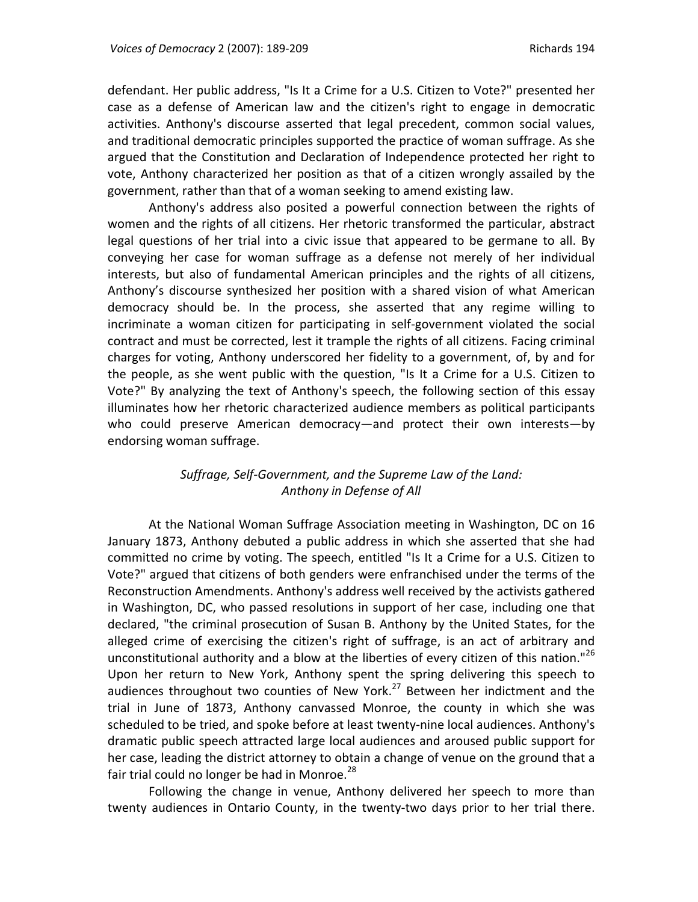defendant. Her public address, "Is It a Crime for a U.S. Citizen to Vote?" presented her case as a defense of American law and the citizen's right to engage in democratic activities. Anthony's discourse asserted that legal precedent, common social values, and traditional democratic principles supported the practice of woman suffrage. As she argued that the Constitution and Declaration of Independence protected her right to vote, Anthony characterized her position as that of a citizen wrongly assailed by the government, rather than that of a woman seeking to amend existing law.

Anthony's address also posited a powerful connection between the rights of women and the rights of all citizens. Her rhetoric transformed the particular, abstract legal questions of her trial into a civic issue that appeared to be germane to all. By conveying her case for woman suffrage as a defense not merely of her individual interests, but also of fundamental American principles and the rights of all citizens, Anthony's discourse synthesized her position with a shared vision of what American democracy should be. In the process, she asserted that any regime willing to incriminate a woman citizen for participating in self-government violated the social contract and must be corrected, lest it trample the rights of all citizens. Facing criminal charges for voting, Anthony underscored her fidelity to a government, of, by and for the people, as she went public with the question, "Is It a Crime for a U.S. Citizen to Vote?" By analyzing the text of Anthony's speech, the following section of this essay illuminates how her rhetoric characterized audience members as political participants who could preserve American democracy—and protect their own interests—by endorsing woman suffrage.

## *Suffrage, Self-Government, and the Supreme Law of the Land: Anthony in Defense of All*

At the National Woman Suffrage Association meeting in Washington, DC on 16 January 1873, Anthony debuted a public address in which she asserted that she had committed no crime by voting. The speech, entitled "Is It a Crime for a U.S. Citizen to Vote?" argued that citizens of both genders were enfranchised under the terms of the Reconstruction Amendments. Anthony's address well received by the activists gathered in Washington, DC, who passed resolutions in support of her case, including one that declared, "the criminal prosecution of Susan B. Anthony by the United States, for the alleged crime of exercising the citizen's right of suffrage, is an act of arbitrary and unconstitutional authority and a blow at the liberties of every citizen of this nation."[26] Upon her return to New York, Anthony spent the spring delivering this speech to audiences throughout two counties of New York.[27] Between her indictment and the trial in June of 1873, Anthony canvassed Monroe, the county in which she was scheduled to be tried, and spoke before at least twenty-nine local audiences. Anthony's dramatic public speech attracted large local audiences and aroused public support for her case, leading the district attorney to obtain a change of venue on the ground that a fair trial could no longer be had in Monroe.[28]

Following the change in venue, Anthony delivered her speech to more than twenty audiences in Ontario County, in the twenty-two days prior to her trial there.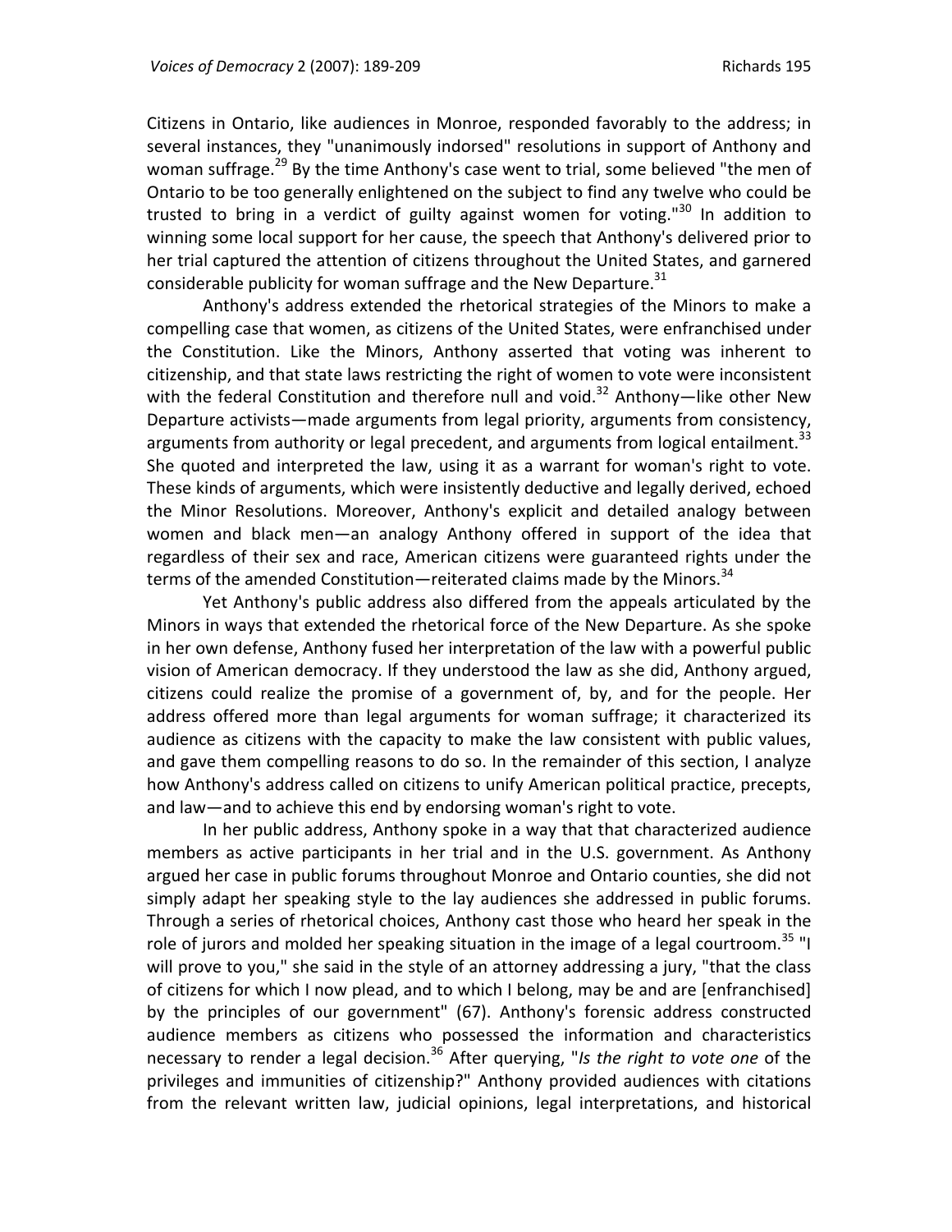Citizens in Ontario, like audiences in Monroe, responded favorably to the address; in several instances, they "unanimously indorsed" resolutions in support of Anthony and woman suffrage.[29] By the time Anthony's case went to trial, some believed "the men of Ontario to be too generally enlightened on the subject to find any twelve who could be trusted to bring in a verdict of guilty against women for voting."[30] In addition to winning some local support for her cause, the speech that Anthony's delivered prior to her trial captured the attention of citizens throughout the United States, and garnered considerable publicity for woman suffrage and the New Departure.[31]

Anthony's address extended the rhetorical strategies of the Minors to make a compelling case that women, as citizens of the United States, were enfranchised under the Constitution. Like the Minors, Anthony asserted that voting was inherent to citizenship, and that state laws restricting the right of women to vote were inconsistent with the federal Constitution and therefore null and void.[32] Anthony—like other New Departure activists—made arguments from legal priority, arguments from consistency, arguments from authority or legal precedent, and arguments from logical entailment.[33] She quoted and interpreted the law, using it as a warrant for woman's right to vote. These kinds of arguments, which were insistently deductive and legally derived, echoed the Minor Resolutions. Moreover, Anthony's explicit and detailed analogy between women and black men—an analogy Anthony offered in support of the idea that regardless of their sex and race, American citizens were guaranteed rights under the terms of the amended Constitution—reiterated claims made by the Minors.[34]

Yet Anthony's public address also differed from the appeals articulated by the Minors in ways that extended the rhetorical force of the New Departure. As she spoke in her own defense, Anthony fused her interpretation of the law with a powerful public vision of American democracy. If they understood the law as she did, Anthony argued, citizens could realize the promise of a government of, by, and for the people. Her address offered more than legal arguments for woman suffrage; it characterized its audience as citizens with the capacity to make the law consistent with public values, and gave them compelling reasons to do so. In the remainder of this section, I analyze how Anthony's address called on citizens to unify American political practice, precepts, and law—and to achieve this end by endorsing woman's right to vote.

In her public address, Anthony spoke in a way that that characterized audience members as active participants in her trial and in the U.S. government. As Anthony argued her case in public forums throughout Monroe and Ontario counties, she did not simply adapt her speaking style to the lay audiences she addressed in public forums. Through a series of rhetorical choices, Anthony cast those who heard her speak in the role of jurors and molded her speaking situation in the image of a legal courtroom.[35] "I will prove to you," she said in the style of an attorney addressing a jury, "that the class of citizens for which I now plead, and to which I belong, may be and are [enfranchised] by the principles of our government" (67). Anthony's forensic address constructed audience members as citizens who possessed the information and characteristics necessary to render a legal decision.[36] After querying, "*Is the right to vote one* of the privileges and immunities of citizenship?" Anthony provided audiences with citations from the relevant written law, judicial opinions, legal interpretations, and historical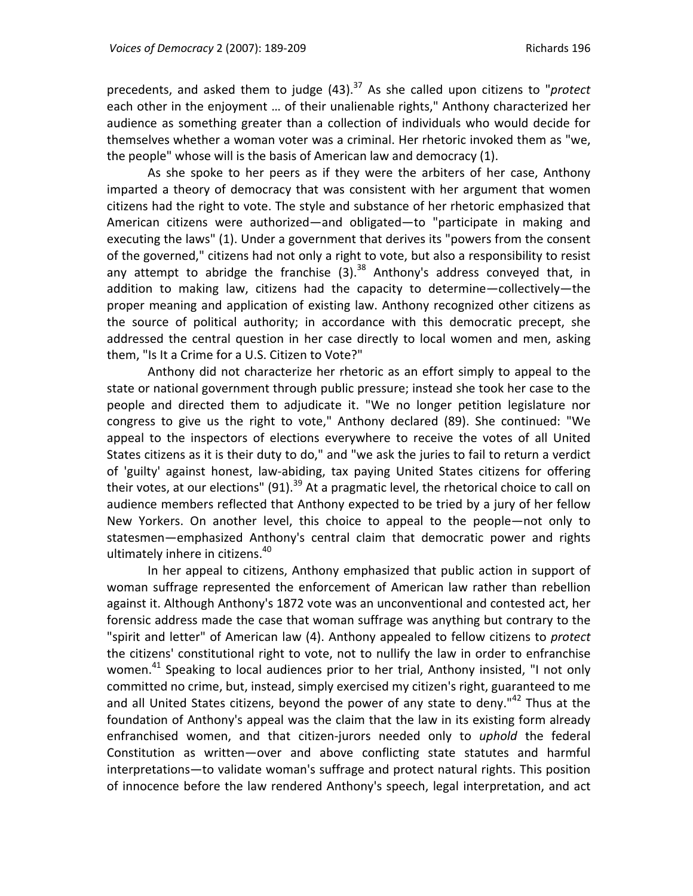precedents, and asked them to judge (43).[37] As she called upon citizens to "*protect* each other in the enjoyment … of their unalienable rights," Anthony characterized her audience as something greater than a collection of individuals who would decide for themselves whether a woman voter was a criminal. Her rhetoric invoked them as "we, the people" whose will is the basis of American law and democracy (1).

As she spoke to her peers as if they were the arbiters of her case, Anthony imparted a theory of democracy that was consistent with her argument that women citizens had the right to vote. The style and substance of her rhetoric emphasized that American citizens were authorized—and obligated—to "participate in making and executing the laws" (1). Under a government that derives its "powers from the consent of the governed," citizens had not only a right to vote, but also a responsibility to resist any attempt to abridge the franchise (3).[38] Anthony's address conveyed that, in addition to making law, citizens had the capacity to determine—collectively—the proper meaning and application of existing law. Anthony recognized other citizens as the source of political authority; in accordance with this democratic precept, she addressed the central question in her case directly to local women and men, asking them, "Is It a Crime for a U.S. Citizen to Vote?"

Anthony did not characterize her rhetoric as an effort simply to appeal to the state or national government through public pressure; instead she took her case to the people and directed them to adjudicate it. "We no longer petition legislature nor congress to give us the right to vote," Anthony declared (89). She continued: "We appeal to the inspectors of elections everywhere to receive the votes of all United States citizens as it is their duty to do," and "we ask the juries to fail to return a verdict of 'guilty' against honest, law-abiding, tax paying United States citizens for offering their votes, at our elections" (91).[39] At a pragmatic level, the rhetorical choice to call on audience members reflected that Anthony expected to be tried by a jury of her fellow New Yorkers. On another level, this choice to appeal to the people—not only to statesmen—emphasized Anthony's central claim that democratic power and rights ultimately inhere in citizens.[40]

In her appeal to citizens, Anthony emphasized that public action in support of woman suffrage represented the enforcement of American law rather than rebellion against it. Although Anthony's 1872 vote was an unconventional and contested act, her forensic address made the case that woman suffrage was anything but contrary to the "spirit and letter" of American law (4). Anthony appealed to fellow citizens to *protect* the citizens' constitutional right to vote, not to nullify the law in order to enfranchise women.[41] Speaking to local audiences prior to her trial, Anthony insisted, "I not only committed no crime, but, instead, simply exercised my citizen's right, guaranteed to me and all United States citizens, beyond the power of any state to deny."[42] Thus at the foundation of Anthony's appeal was the claim that the law in its existing form already enfranchised women, and that citizen-jurors needed only to *uphold* the federal Constitution as written—over and above conflicting state statutes and harmful interpretations—to validate woman's suffrage and protect natural rights. This position of innocence before the law rendered Anthony's speech, legal interpretation, and act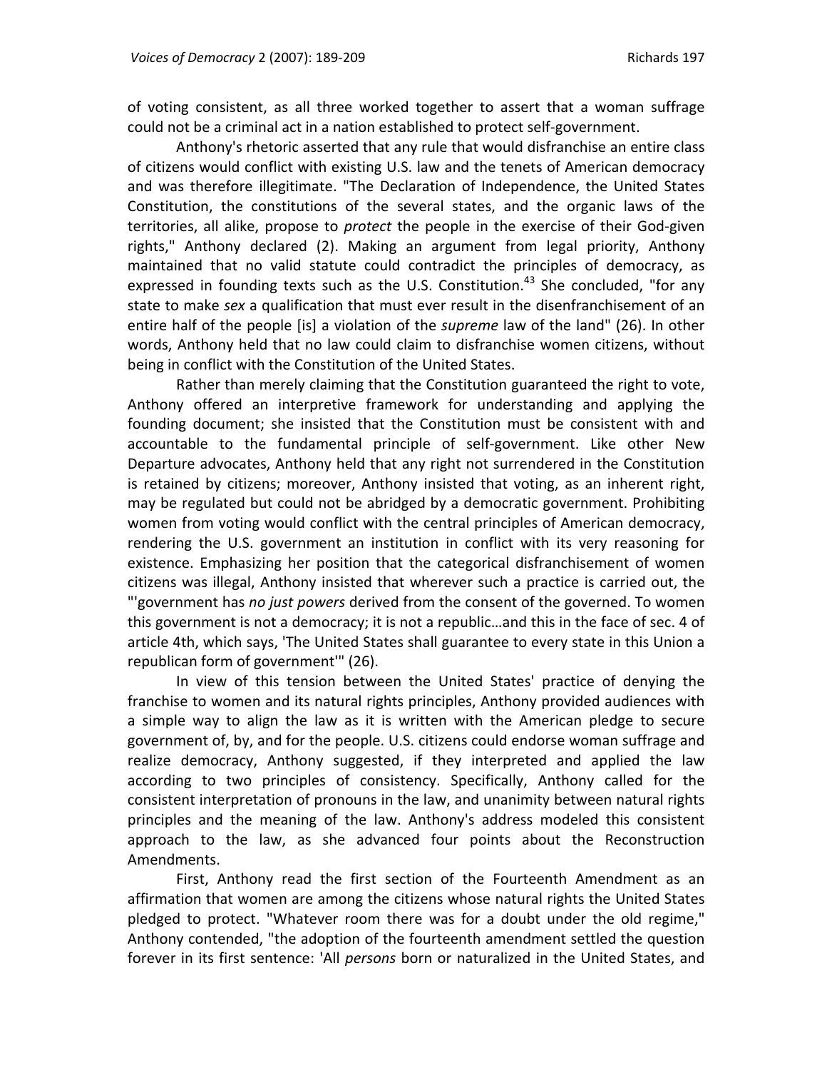of voting consistent, as all three worked together to assert that a woman suffrage could not be a criminal act in a nation established to protect self-government.

Anthony's rhetoric asserted that any rule that would disfranchise an entire class of citizens would conflict with existing U.S. law and the tenets of American democracy and was therefore illegitimate. "The Declaration of Independence, the United States Constitution, the constitutions of the several states, and the organic laws of the territories, all alike, propose to *protect* the people in the exercise of their God-given rights," Anthony declared (2). Making an argument from legal priority, Anthony maintained that no valid statute could contradict the principles of democracy, as expressed in founding texts such as the U.S. Constitution.[43] She concluded, "for any state to make *sex* a qualification that must ever result in the disenfranchisement of an entire half of the people [is] a violation of the *supreme* law of the land" (26). In other words, Anthony held that no law could claim to disfranchise women citizens, without being in conflict with the Constitution of the United States.

Rather than merely claiming that the Constitution guaranteed the right to vote, Anthony offered an interpretive framework for understanding and applying the founding document; she insisted that the Constitution must be consistent with and accountable to the fundamental principle of self-government. Like other New Departure advocates, Anthony held that any right not surrendered in the Constitution is retained by citizens; moreover, Anthony insisted that voting, as an inherent right, may be regulated but could not be abridged by a democratic government. Prohibiting women from voting would conflict with the central principles of American democracy, rendering the U.S. government an institution in conflict with its very reasoning for existence. Emphasizing her position that the categorical disfranchisement of women citizens was illegal, Anthony insisted that wherever such a practice is carried out, the "'government has *no just powers* derived from the consent of the governed. To women this government is not a democracy; it is not a republic…and this in the face of sec. 4 of article 4th, which says, 'The United States shall guarantee to every state in this Union a republican form of government'" (26).

In view of this tension between the United States' practice of denying the franchise to women and its natural rights principles, Anthony provided audiences with a simple way to align the law as it is written with the American pledge to secure government of, by, and for the people. U.S. citizens could endorse woman suffrage and realize democracy, Anthony suggested, if they interpreted and applied the law according to two principles of consistency. Specifically, Anthony called for the consistent interpretation of pronouns in the law, and unanimity between natural rights principles and the meaning of the law. Anthony's address modeled this consistent approach to the law, as she advanced four points about the Reconstruction Amendments.

First, Anthony read the first section of the Fourteenth Amendment as an affirmation that women are among the citizens whose natural rights the United States pledged to protect. "Whatever room there was for a doubt under the old regime," Anthony contended, "the adoption of the fourteenth amendment settled the question forever in its first sentence: 'All *persons* born or naturalized in the United States, and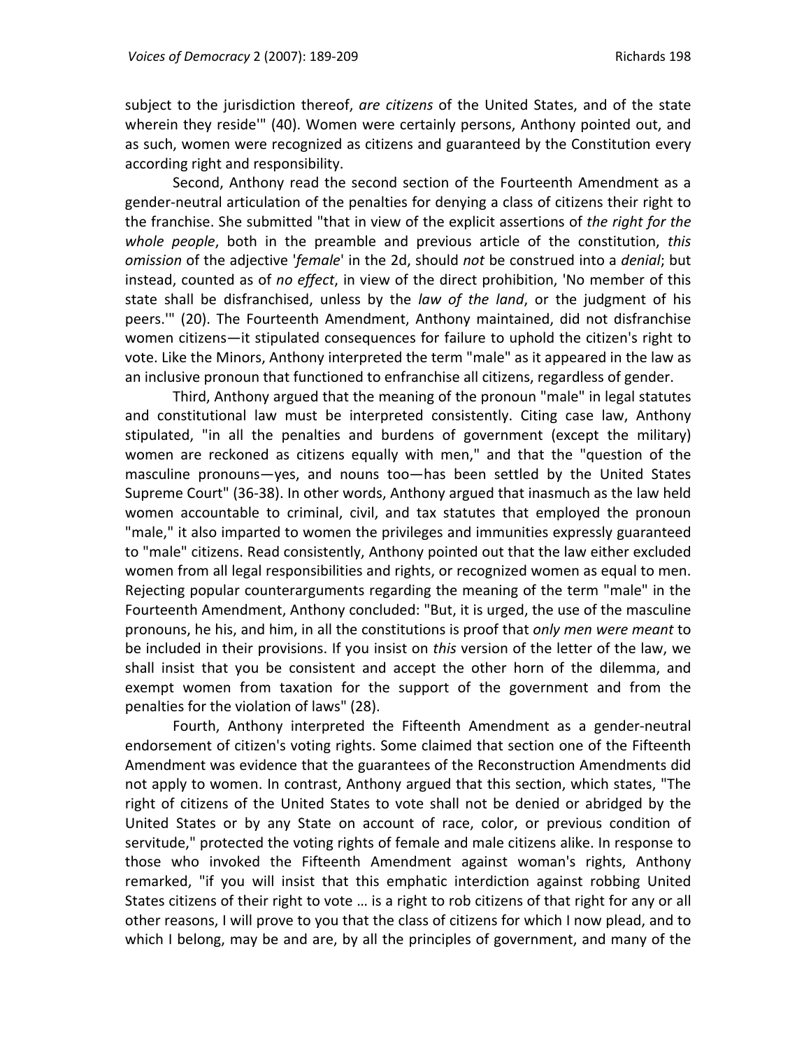subject to the jurisdiction thereof, *are citizens* of the United States, and of the state wherein they reside'" (40). Women were certainly persons, Anthony pointed out, and as such, women were recognized as citizens and guaranteed by the Constitution every according right and responsibility.

Second, Anthony read the second section of the Fourteenth Amendment as a gender-neutral articulation of the penalties for denying a class of citizens their right to the franchise. She submitted "that in view of the explicit assertions of *the right for the whole people*, both in the preamble and previous article of the constitution, *this omission* of the adjective '*female*' in the 2d, should *not* be construed into a *denial*; but instead, counted as of *no effect*, in view of the direct prohibition, 'No member of this state shall be disfranchised, unless by the *law of the land*, or the judgment of his peers.'" (20). The Fourteenth Amendment, Anthony maintained, did not disfranchise women citizens—it stipulated consequences for failure to uphold the citizen's right to vote. Like the Minors, Anthony interpreted the term "male" as it appeared in the law as an inclusive pronoun that functioned to enfranchise all citizens, regardless of gender.

Third, Anthony argued that the meaning of the pronoun "male" in legal statutes and constitutional law must be interpreted consistently. Citing case law, Anthony stipulated, "in all the penalties and burdens of government (except the military) women are reckoned as citizens equally with men," and that the "question of the masculine pronouns—yes, and nouns too—has been settled by the United States Supreme Court" (36-38). In other words, Anthony argued that inasmuch as the law held women accountable to criminal, civil, and tax statutes that employed the pronoun "male," it also imparted to women the privileges and immunities expressly guaranteed to "male" citizens. Read consistently, Anthony pointed out that the law either excluded women from all legal responsibilities and rights, or recognized women as equal to men. Rejecting popular counterarguments regarding the meaning of the term "male" in the Fourteenth Amendment, Anthony concluded: "But, it is urged, the use of the masculine pronouns, he his, and him, in all the constitutions is proof that *only men were meant* to be included in their provisions. If you insist on *this* version of the letter of the law, we shall insist that you be consistent and accept the other horn of the dilemma, and exempt women from taxation for the support of the government and from the penalties for the violation of laws" (28).

Fourth, Anthony interpreted the Fifteenth Amendment as a gender-neutral endorsement of citizen's voting rights. Some claimed that section one of the Fifteenth Amendment was evidence that the guarantees of the Reconstruction Amendments did not apply to women. In contrast, Anthony argued that this section, which states, "The right of citizens of the United States to vote shall not be denied or abridged by the United States or by any State on account of race, color, or previous condition of servitude," protected the voting rights of female and male citizens alike. In response to those who invoked the Fifteenth Amendment against woman's rights, Anthony remarked, "if you will insist that this emphatic interdiction against robbing United States citizens of their right to vote … is a right to rob citizens of that right for any or all other reasons, I will prove to you that the class of citizens for which I now plead, and to which I belong, may be and are, by all the principles of government, and many of the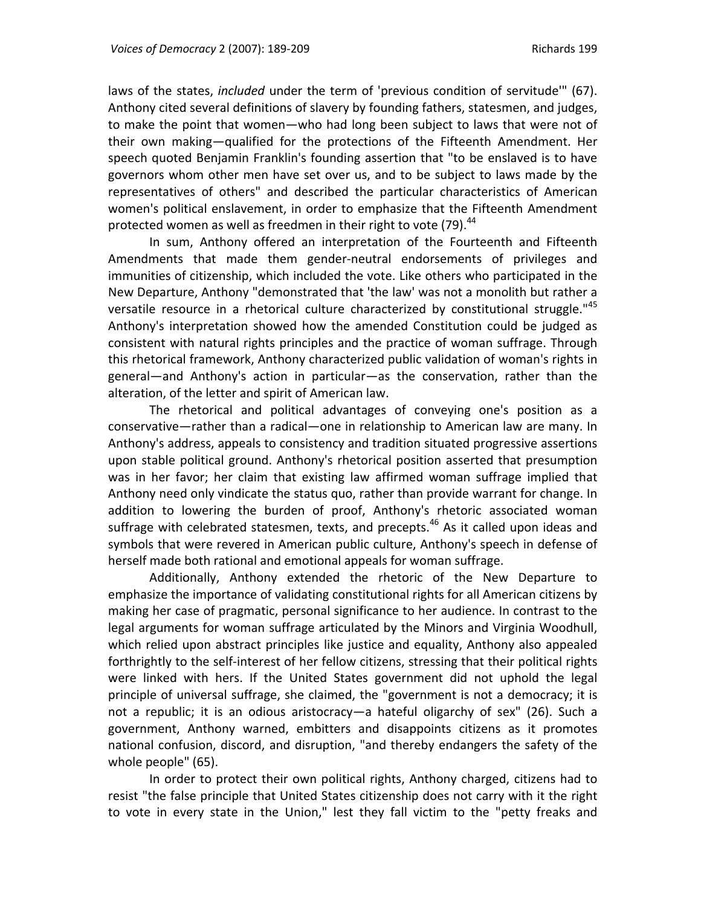laws of the states, *included* under the term of 'previous condition of servitude'" (67). Anthony cited several definitions of slavery by founding fathers, statesmen, and judges, to make the point that women—who had long been subject to laws that were not of their own making—qualified for the protections of the Fifteenth Amendment. Her speech quoted Benjamin Franklin's founding assertion that "to be enslaved is to have governors whom other men have set over us, and to be subject to laws made by the representatives of others" and described the particular characteristics of American women's political enslavement, in order to emphasize that the Fifteenth Amendment protected women as well as freedmen in their right to vote (79).[44]

In sum, Anthony offered an interpretation of the Fourteenth and Fifteenth Amendments that made them gender-neutral endorsements of privileges and immunities of citizenship, which included the vote. Like others who participated in the New Departure, Anthony "demonstrated that 'the law' was not a monolith but rather a versatile resource in a rhetorical culture characterized by constitutional struggle."[45] Anthony's interpretation showed how the amended Constitution could be judged as consistent with natural rights principles and the practice of woman suffrage. Through this rhetorical framework, Anthony characterized public validation of woman's rights in general—and Anthony's action in particular—as the conservation, rather than the alteration, of the letter and spirit of American law.

The rhetorical and political advantages of conveying one's position as a conservative—rather than a radical—one in relationship to American law are many. In Anthony's address, appeals to consistency and tradition situated progressive assertions upon stable political ground. Anthony's rhetorical position asserted that presumption was in her favor; her claim that existing law affirmed woman suffrage implied that Anthony need only vindicate the status quo, rather than provide warrant for change. In addition to lowering the burden of proof, Anthony's rhetoric associated woman suffrage with celebrated statesmen, texts, and precepts.[46] As it called upon ideas and symbols that were revered in American public culture, Anthony's speech in defense of herself made both rational and emotional appeals for woman suffrage.

Additionally, Anthony extended the rhetoric of the New Departure to emphasize the importance of validating constitutional rights for all American citizens by making her case of pragmatic, personal significance to her audience. In contrast to the legal arguments for woman suffrage articulated by the Minors and Virginia Woodhull, which relied upon abstract principles like justice and equality, Anthony also appealed forthrightly to the self-interest of her fellow citizens, stressing that their political rights were linked with hers. If the United States government did not uphold the legal principle of universal suffrage, she claimed, the "government is not a democracy; it is not a republic; it is an odious aristocracy—a hateful oligarchy of sex" (26). Such a government, Anthony warned, embitters and disappoints citizens as it promotes national confusion, discord, and disruption, "and thereby endangers the safety of the whole people" (65).

In order to protect their own political rights, Anthony charged, citizens had to resist "the false principle that United States citizenship does not carry with it the right to vote in every state in the Union," lest they fall victim to the "petty freaks and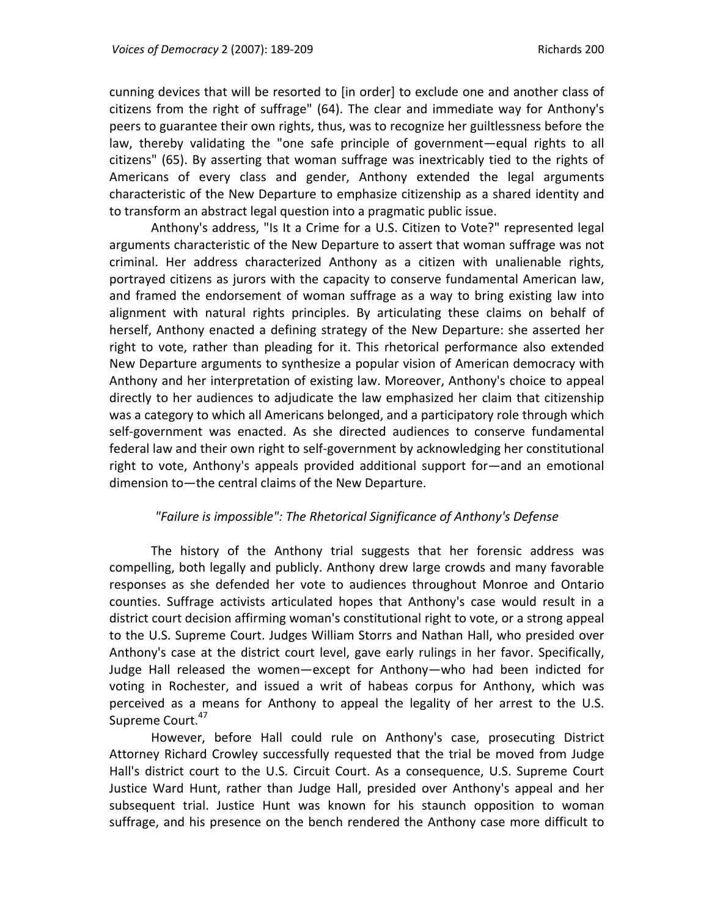cunning devices that will be resorted to [in order] to exclude one and another class of citizens from the right of suffrage" (64). The clear and immediate way for Anthony's peers to guarantee their own rights, thus, was to recognize her guiltlessness before the law, thereby validating the "one safe principle of government—equal rights to all citizens" (65). By asserting that woman suffrage was inextricably tied to the rights of Americans of every class and gender, Anthony extended the legal arguments characteristic of the New Departure to emphasize citizenship as a shared identity and to transform an abstract legal question into a pragmatic public issue.

Anthony's address, "Is It a Crime for a U.S. Citizen to Vote?" represented legal arguments characteristic of the New Departure to assert that woman suffrage was not criminal. Her address characterized Anthony as a citizen with unalienable rights, portrayed citizens as jurors with the capacity to conserve fundamental American law, and framed the endorsement of woman suffrage as a way to bring existing law into alignment with natural rights principles. By articulating these claims on behalf of herself, Anthony enacted a defining strategy of the New Departure: she asserted her right to vote, rather than pleading for it. This rhetorical performance also extended New Departure arguments to synthesize a popular vision of American democracy with Anthony and her interpretation of existing law. Moreover, Anthony's choice to appeal directly to her audiences to adjudicate the law emphasized her claim that citizenship was a category to which all Americans belonged, and a participatory role through which self-government was enacted. As she directed audiences to conserve fundamental federal law and their own right to self-government by acknowledging her constitutional right to vote, Anthony's appeals provided additional support for—and an emotional dimension to—the central claims of the New Departure.

## *"Failure is impossible": The Rhetorical Significance of Anthony's Defense*

The history of the Anthony trial suggests that her forensic address was compelling, both legally and publicly. Anthony drew large crowds and many favorable responses as she defended her vote to audiences throughout Monroe and Ontario counties. Suffrage activists articulated hopes that Anthony's case would result in a district court decision affirming woman's constitutional right to vote, or a strong appeal to the U.S. Supreme Court. Judges William Storrs and Nathan Hall, who presided over Anthony's case at the district court level, gave early rulings in her favor. Specifically, Judge Hall released the women—except for Anthony—who had been indicted for voting in Rochester, and issued a writ of habeas corpus for Anthony, which was perceived as a means for Anthony to appeal the legality of her arrest to the U.S. Supreme Court.[47]

However, before Hall could rule on Anthony's case, prosecuting District Attorney Richard Crowley successfully requested that the trial be moved from Judge Hall's district court to the U.S. Circuit Court. As a consequence, U.S. Supreme Court Justice Ward Hunt, rather than Judge Hall, presided over Anthony's appeal and her subsequent trial. Justice Hunt was known for his staunch opposition to woman suffrage, and his presence on the bench rendered the Anthony case more difficult to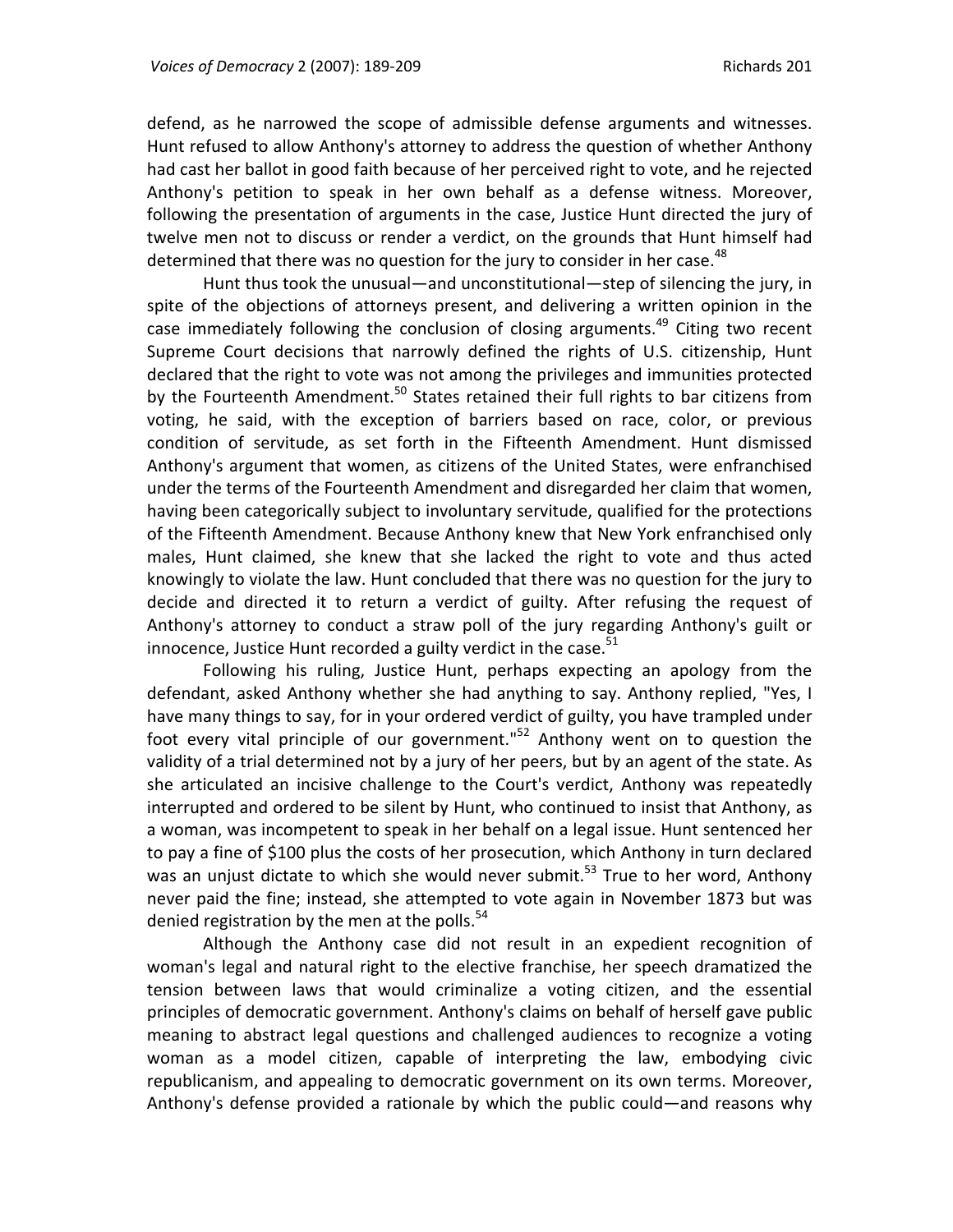defend, as he narrowed the scope of admissible defense arguments and witnesses. Hunt refused to allow Anthony's attorney to address the question of whether Anthony had cast her ballot in good faith because of her perceived right to vote, and he rejected Anthony's petition to speak in her own behalf as a defense witness. Moreover, following the presentation of arguments in the case, Justice Hunt directed the jury of twelve men not to discuss or render a verdict, on the grounds that Hunt himself had determined that there was no question for the jury to consider in her case.[48]

Hunt thus took the unusual—and unconstitutional—step of silencing the jury, in spite of the objections of attorneys present, and delivering a written opinion in the case immediately following the conclusion of closing arguments.[49] Citing two recent Supreme Court decisions that narrowly defined the rights of U.S. citizenship, Hunt declared that the right to vote was not among the privileges and immunities protected by the Fourteenth Amendment.[50] States retained their full rights to bar citizens from voting, he said, with the exception of barriers based on race, color, or previous condition of servitude, as set forth in the Fifteenth Amendment. Hunt dismissed Anthony's argument that women, as citizens of the United States, were enfranchised under the terms of the Fourteenth Amendment and disregarded her claim that women, having been categorically subject to involuntary servitude, qualified for the protections of the Fifteenth Amendment. Because Anthony knew that New York enfranchised only males, Hunt claimed, she knew that she lacked the right to vote and thus acted knowingly to violate the law. Hunt concluded that there was no question for the jury to decide and directed it to return a verdict of guilty. After refusing the request of Anthony's attorney to conduct a straw poll of the jury regarding Anthony's guilt or innocence, Justice Hunt recorded a guilty verdict in the case.[51]

Following his ruling, Justice Hunt, perhaps expecting an apology from the defendant, asked Anthony whether she had anything to say. Anthony replied, "Yes, I have many things to say, for in your ordered verdict of guilty, you have trampled under foot every vital principle of our government."[52] Anthony went on to question the validity of a trial determined not by a jury of her peers, but by an agent of the state. As she articulated an incisive challenge to the Court's verdict, Anthony was repeatedly interrupted and ordered to be silent by Hunt, who continued to insist that Anthony, as a woman, was incompetent to speak in her behalf on a legal issue. Hunt sentenced her to pay a fine of $100 plus the costs of her prosecution, which Anthony in turn declared was an unjust dictate to which she would never submit.[53] True to her word, Anthony never paid the fine; instead, she attempted to vote again in November 1873 but was denied registration by the men at the polls.[54]

Although the Anthony case did not result in an expedient recognition of woman's legal and natural right to the elective franchise, her speech dramatized the tension between laws that would criminalize a voting citizen, and the essential principles of democratic government. Anthony's claims on behalf of herself gave public meaning to abstract legal questions and challenged audiences to recognize a voting woman as a model citizen, capable of interpreting the law, embodying civic republicanism, and appealing to democratic government on its own terms. Moreover, Anthony's defense provided a rationale by which the public could—and reasons why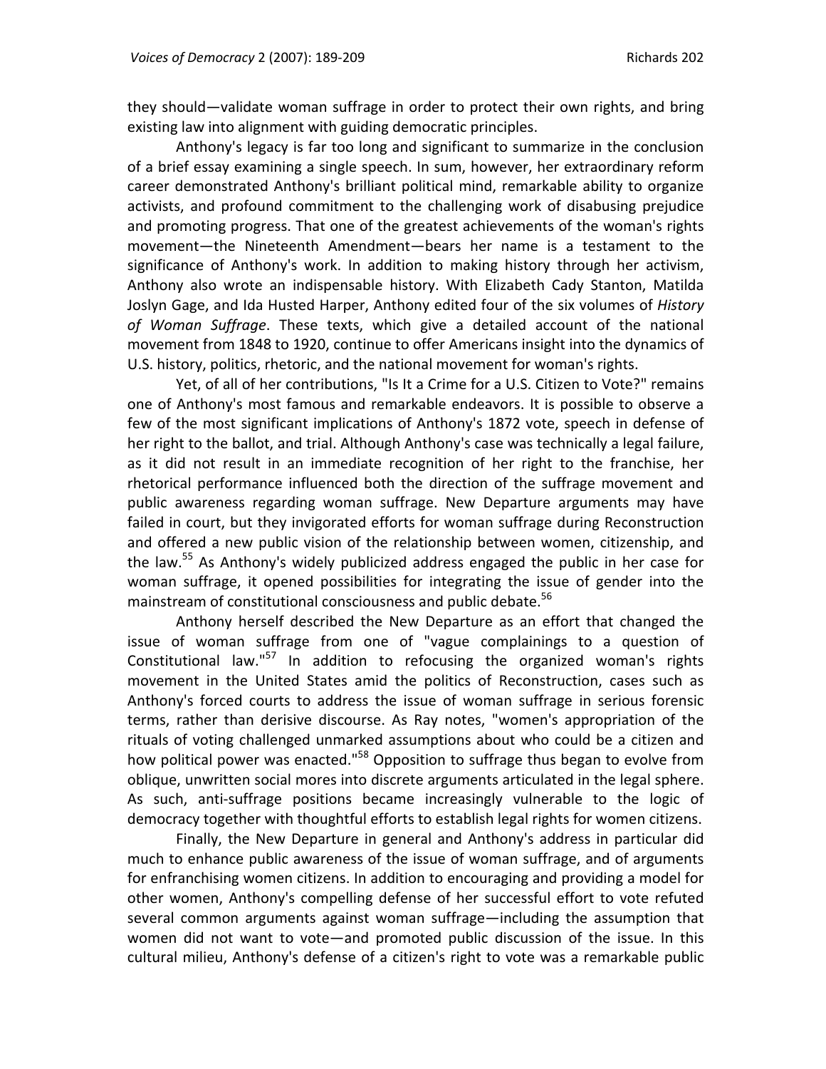they should—validate woman suffrage in order to protect their own rights, and bring existing law into alignment with guiding democratic principles.

Anthony's legacy is far too long and significant to summarize in the conclusion of a brief essay examining a single speech. In sum, however, her extraordinary reform career demonstrated Anthony's brilliant political mind, remarkable ability to organize activists, and profound commitment to the challenging work of disabusing prejudice and promoting progress. That one of the greatest achievements of the woman's rights movement—the Nineteenth Amendment—bears her name is a testament to the significance of Anthony's work. In addition to making history through her activism, Anthony also wrote an indispensable history. With Elizabeth Cady Stanton, Matilda Joslyn Gage, and Ida Husted Harper, Anthony edited four of the six volumes of *History of Woman Suffrage*. These texts, which give a detailed account of the national movement from 1848 to 1920, continue to offer Americans insight into the dynamics of U.S. history, politics, rhetoric, and the national movement for woman's rights.

Yet, of all of her contributions, "Is It a Crime for a U.S. Citizen to Vote?" remains one of Anthony's most famous and remarkable endeavors. It is possible to observe a few of the most significant implications of Anthony's 1872 vote, speech in defense of her right to the ballot, and trial. Although Anthony's case was technically a legal failure, as it did not result in an immediate recognition of her right to the franchise, her rhetorical performance influenced both the direction of the suffrage movement and public awareness regarding woman suffrage. New Departure arguments may have failed in court, but they invigorated efforts for woman suffrage during Reconstruction and offered a new public vision of the relationship between women, citizenship, and the law.[55] As Anthony's widely publicized address engaged the public in her case for woman suffrage, it opened possibilities for integrating the issue of gender into the mainstream of constitutional consciousness and public debate.[56]

Anthony herself described the New Departure as an effort that changed the issue of woman suffrage from one of "vague complainings to a question of Constitutional law."[57] In addition to refocusing the organized woman's rights movement in the United States amid the politics of Reconstruction, cases such as Anthony's forced courts to address the issue of woman suffrage in serious forensic terms, rather than derisive discourse. As Ray notes, "women's appropriation of the rituals of voting challenged unmarked assumptions about who could be a citizen and how political power was enacted."[58] Opposition to suffrage thus began to evolve from oblique, unwritten social mores into discrete arguments articulated in the legal sphere. As such, anti-suffrage positions became increasingly vulnerable to the logic of democracy together with thoughtful efforts to establish legal rights for women citizens.

Finally, the New Departure in general and Anthony's address in particular did much to enhance public awareness of the issue of woman suffrage, and of arguments for enfranchising women citizens. In addition to encouraging and providing a model for other women, Anthony's compelling defense of her successful effort to vote refuted several common arguments against woman suffrage—including the assumption that women did not want to vote—and promoted public discussion of the issue. In this cultural milieu, Anthony's defense of a citizen's right to vote was a remarkable public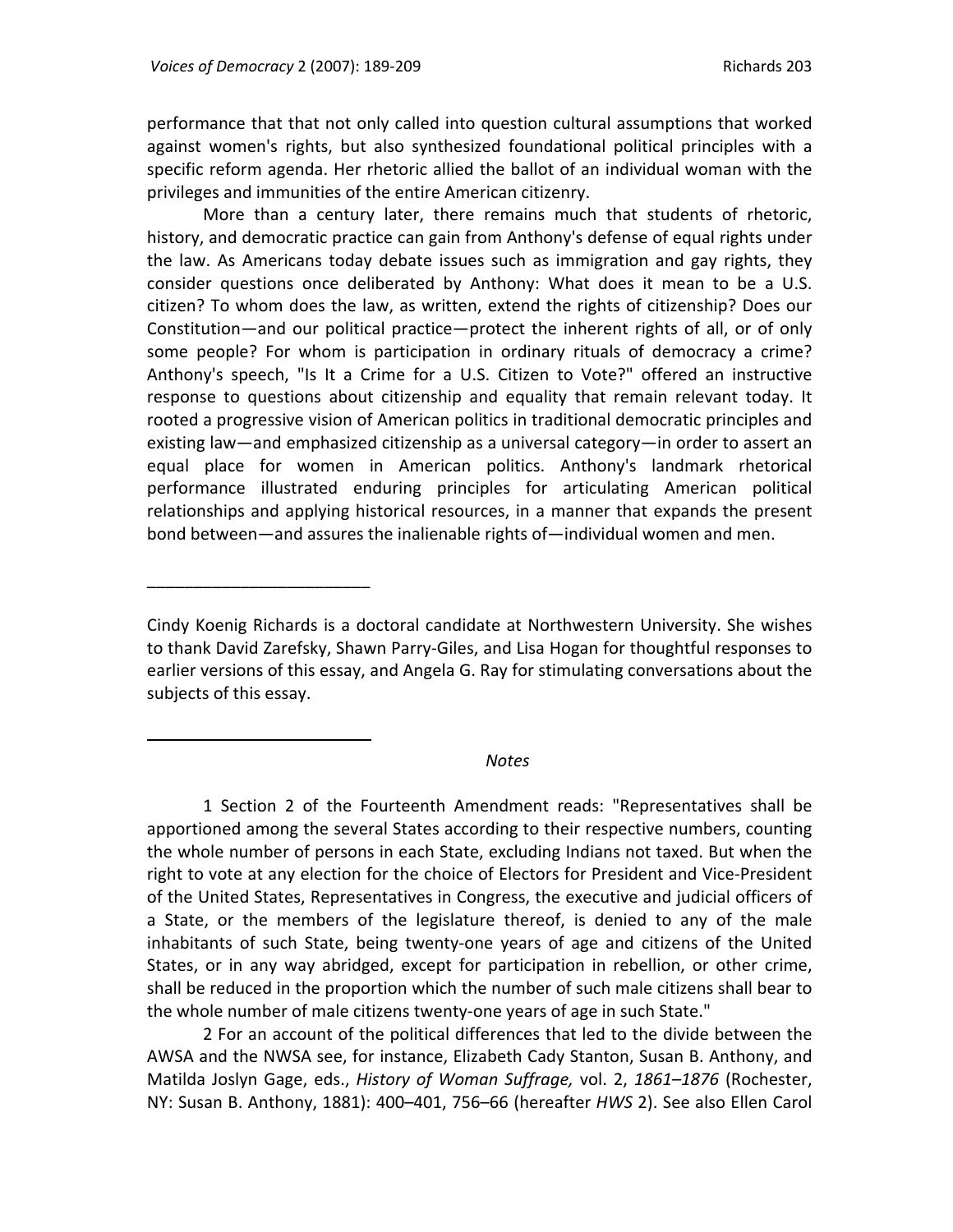performance that that not only called into question cultural assumptions that worked against women's rights, but also synthesized foundational political principles with a specific reform agenda. Her rhetoric allied the ballot of an individual woman with the privileges and immunities of the entire American citizenry.

More than a century later, there remains much that students of rhetoric, history, and democratic practice can gain from Anthony's defense of equal rights under the law. As Americans today debate issues such as immigration and gay rights, they consider questions once deliberated by Anthony: What does it mean to be a U.S. citizen? To whom does the law, as written, extend the rights of citizenship? Does our Constitution—and our political practice—protect the inherent rights of all, or of only some people? For whom is participation in ordinary rituals of democracy a crime? Anthony's speech, "Is It a Crime for a U.S. Citizen to Vote?" offered an instructive response to questions about citizenship and equality that remain relevant today. It rooted a progressive vision of American politics in traditional democratic principles and existing law—and emphasized citizenship as a universal category—in order to assert an equal place for women in American politics. Anthony's landmark rhetorical performance illustrated enduring principles for articulating American political relationships and applying historical resources, in a manner that expands the present bond between—and assures the inalienable rights of—individual women and men.

---

Cindy Koenig Richards is a doctoral candidate at Northwestern University. She wishes to thank David Zarefsky, Shawn Parry-Giles, and Lisa Hogan for thoughtful responses to earlier versions of this essay, and Angela G. Ray for stimulating conversations about the subjects of this essay.

---

*Notes*

1 Section 2 of the Fourteenth Amendment reads: "Representatives shall be apportioned among the several States according to their respective numbers, counting the whole number of persons in each State, excluding Indians not taxed. But when the right to vote at any election for the choice of Electors for President and Vice-President of the United States, Representatives in Congress, the executive and judicial officers of a State, or the members of the legislature thereof, is denied to any of the male inhabitants of such State, being twenty-one years of age and citizens of the United States, or in any way abridged, except for participation in rebellion, or other crime, shall be reduced in the proportion which the number of such male citizens shall bear to the whole number of male citizens twenty-one years of age in such State."

2 For an account of the political differences that led to the divide between the AWSA and the NWSA see, for instance, Elizabeth Cady Stanton, Susan B. Anthony, and Matilda Joslyn Gage, eds., *History of Woman Suffrage,* vol. 2, *1861–1876* (Rochester, NY: Susan B. Anthony, 1881): 400–401, 756–66 (hereafter *HWS* 2). See also Ellen Carol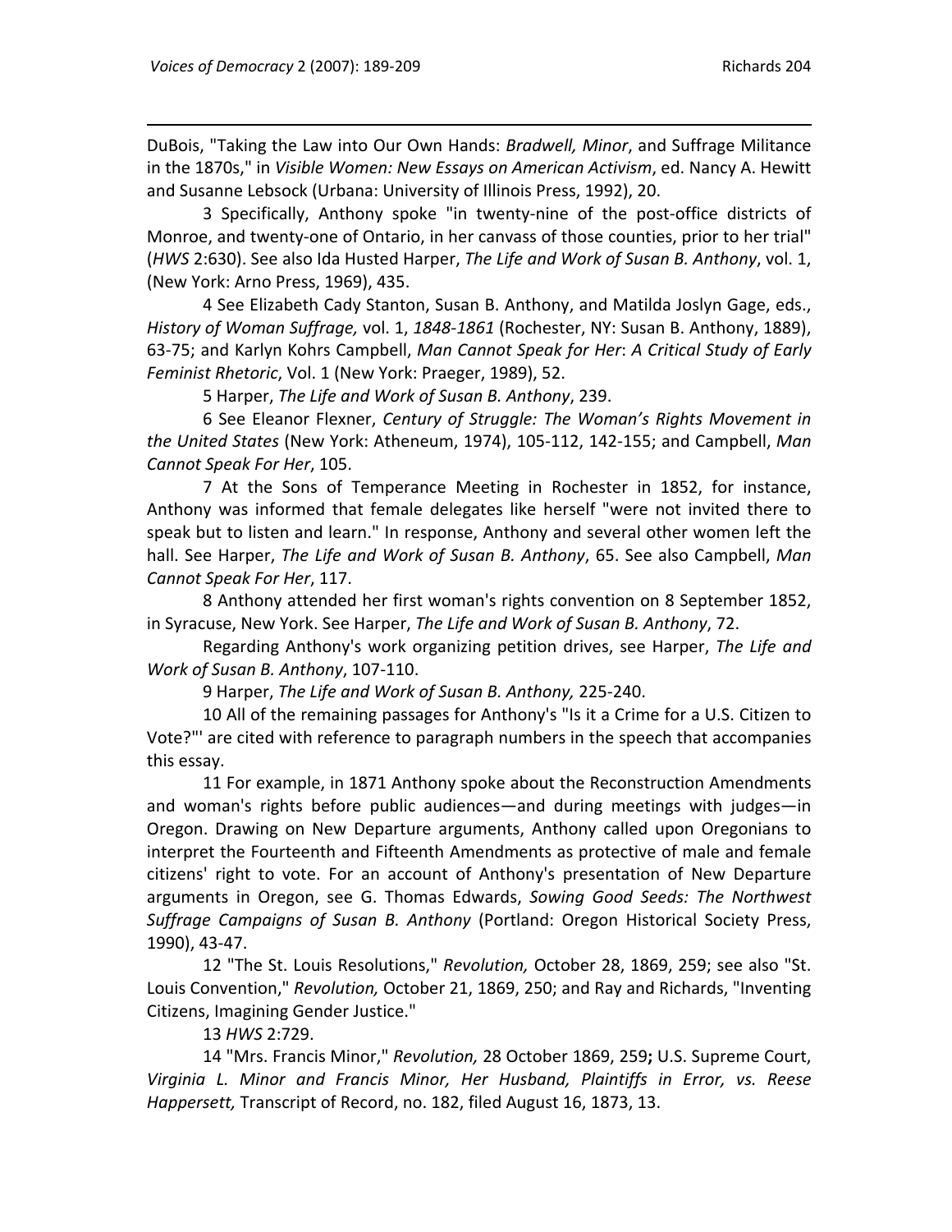DuBois, "Taking the Law into Our Own Hands: *Bradwell, Minor*, and Suffrage Militance in the 1870s," in *Visible Women: New Essays on American Activism*, ed. Nancy A. Hewitt and Susanne Lebsock (Urbana: University of Illinois Press, 1992), 20.

3 Specifically, Anthony spoke "in twenty-nine of the post-office districts of Monroe, and twenty-one of Ontario, in her canvass of those counties, prior to her trial" (*HWS* 2:630). See also Ida Husted Harper, *The Life and Work of Susan B. Anthony*, vol. 1, (New York: Arno Press, 1969), 435.

4 See Elizabeth Cady Stanton, Susan B. Anthony, and Matilda Joslyn Gage, eds., *History of Woman Suffrage,* vol. 1, *1848-1861* (Rochester, NY: Susan B. Anthony, 1889), 63-75; and Karlyn Kohrs Campbell, *Man Cannot Speak for Her*: *A Critical Study of Early Feminist Rhetoric*, Vol. 1 (New York: Praeger, 1989), 52.

5 Harper, *The Life and Work of Susan B. Anthony*, 239.

6 See Eleanor Flexner, *Century of Struggle: The Woman's Rights Movement in the United States* (New York: Atheneum, 1974), 105-112, 142-155; and Campbell, *Man Cannot Speak For Her*, 105.

7 At the Sons of Temperance Meeting in Rochester in 1852, for instance, Anthony was informed that female delegates like herself "were not invited there to speak but to listen and learn." In response, Anthony and several other women left the hall. See Harper, *The Life and Work of Susan B. Anthony*, 65. See also Campbell, *Man Cannot Speak For Her*, 117.

8 Anthony attended her first woman's rights convention on 8 September 1852, in Syracuse, New York. See Harper, *The Life and Work of Susan B. Anthony*, 72.

Regarding Anthony's work organizing petition drives, see Harper, *The Life and Work of Susan B. Anthony*, 107-110.

9 Harper, *The Life and Work of Susan B. Anthony,* 225-240.

10 All of the remaining passages for Anthony's "Is it a Crime for a U.S. Citizen to Vote?"' are cited with reference to paragraph numbers in the speech that accompanies this essay.

11 For example, in 1871 Anthony spoke about the Reconstruction Amendments and woman's rights before public audiences—and during meetings with judges—in Oregon. Drawing on New Departure arguments, Anthony called upon Oregonians to interpret the Fourteenth and Fifteenth Amendments as protective of male and female citizens' right to vote. For an account of Anthony's presentation of New Departure arguments in Oregon, see G. Thomas Edwards, *Sowing Good Seeds: The Northwest Suffrage Campaigns of Susan B. Anthony* (Portland: Oregon Historical Society Press, 1990), 43-47.

12 "The St. Louis Resolutions," *Revolution,* October 28, 1869, 259; see also "St. Louis Convention," *Revolution,* October 21, 1869, 250; and Ray and Richards, "Inventing Citizens, Imagining Gender Justice."

13 *HWS* 2:729.

14 "Mrs. Francis Minor," *Revolution,* 28 October 1869, 259**;** U.S. Supreme Court, *Virginia L. Minor and Francis Minor, Her Husband, Plaintiffs in Error, vs. Reese Happersett,* Transcript of Record, no. 182, filed August 16, 1873, 13.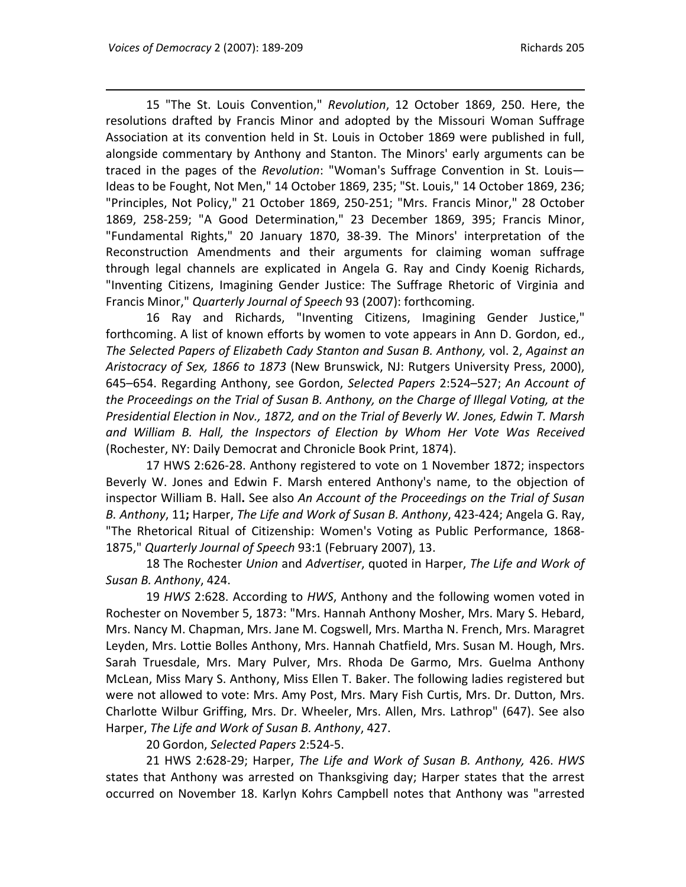15 "The St. Louis Convention," *Revolution*, 12 October 1869, 250. Here, the resolutions drafted by Francis Minor and adopted by the Missouri Woman Suffrage Association at its convention held in St. Louis in October 1869 were published in full, alongside commentary by Anthony and Stanton. The Minors' early arguments can be traced in the pages of the *Revolution*: "Woman's Suffrage Convention in St. Louis—Ideas to be Fought, Not Men," 14 October 1869, 235; "St. Louis," 14 October 1869, 236; "Principles, Not Policy," 21 October 1869, 250-251; "Mrs. Francis Minor," 28 October 1869, 258-259; "A Good Determination," 23 December 1869, 395; Francis Minor, "Fundamental Rights," 20 January 1870, 38-39. The Minors' interpretation of the Reconstruction Amendments and their arguments for claiming woman suffrage through legal channels are explicated in Angela G. Ray and Cindy Koenig Richards, "Inventing Citizens, Imagining Gender Justice: The Suffrage Rhetoric of Virginia and Francis Minor," *Quarterly Journal of Speech* 93 (2007): forthcoming.

16 Ray and Richards, "Inventing Citizens, Imagining Gender Justice," forthcoming. A list of known efforts by women to vote appears in Ann D. Gordon, ed., *The Selected Papers of Elizabeth Cady Stanton and Susan B. Anthony,* vol. 2, *Against an Aristocracy of Sex, 1866 to 1873* (New Brunswick, NJ: Rutgers University Press, 2000), 645–654. Regarding Anthony, see Gordon, *Selected Papers* 2:524–527; *An Account of the Proceedings on the Trial of Susan B. Anthony, on the Charge of Illegal Voting, at the Presidential Election in Nov., 1872, and on the Trial of Beverly W. Jones, Edwin T. Marsh and William B. Hall, the Inspectors of Election by Whom Her Vote Was Received* (Rochester, NY: Daily Democrat and Chronicle Book Print, 1874).

17 HWS 2:626-28. Anthony registered to vote on 1 November 1872; inspectors Beverly W. Jones and Edwin F. Marsh entered Anthony's name, to the objection of inspector William B. Hall**.** See also *An Account of the Proceedings on the Trial of Susan B. Anthony*, 11**;** Harper, *The Life and Work of Susan B. Anthony*, 423-424; Angela G. Ray, "The Rhetorical Ritual of Citizenship: Women's Voting as Public Performance, 1868-1875," *Quarterly Journal of Speech* 93:1 (February 2007), 13.

18 The Rochester *Union* and *Advertiser*, quoted in Harper, *The Life and Work of Susan B. Anthony*, 424.

19 *HWS* 2:628. According to *HWS*, Anthony and the following women voted in Rochester on November 5, 1873: "Mrs. Hannah Anthony Mosher, Mrs. Mary S. Hebard, Mrs. Nancy M. Chapman, Mrs. Jane M. Cogswell, Mrs. Martha N. French, Mrs. Maragret Leyden, Mrs. Lottie Bolles Anthony, Mrs. Hannah Chatfield, Mrs. Susan M. Hough, Mrs. Sarah Truesdale, Mrs. Mary Pulver, Mrs. Rhoda De Garmo, Mrs. Guelma Anthony McLean, Miss Mary S. Anthony, Miss Ellen T. Baker. The following ladies registered but were not allowed to vote: Mrs. Amy Post, Mrs. Mary Fish Curtis, Mrs. Dr. Dutton, Mrs. Charlotte Wilbur Griffing, Mrs. Dr. Wheeler, Mrs. Allen, Mrs. Lathrop" (647). See also Harper, *The Life and Work of Susan B. Anthony*, 427.

20 Gordon, *Selected Papers* 2:524-5.

21 HWS 2:628-29; Harper, *The Life and Work of Susan B. Anthony,* 426. *HWS* states that Anthony was arrested on Thanksgiving day; Harper states that the arrest occurred on November 18. Karlyn Kohrs Campbell notes that Anthony was "arrested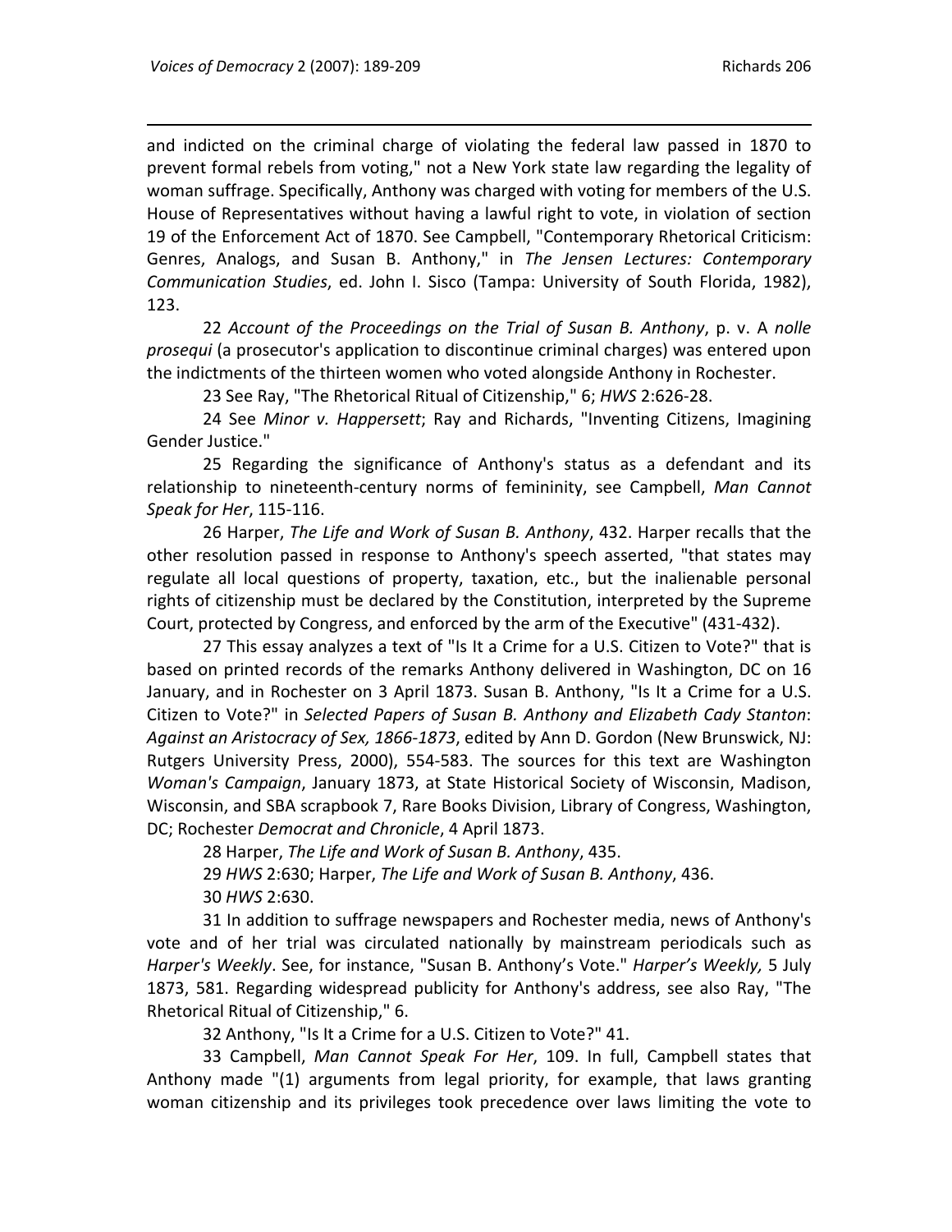and indicted on the criminal charge of violating the federal law passed in 1870 to prevent formal rebels from voting," not a New York state law regarding the legality of woman suffrage. Specifically, Anthony was charged with voting for members of the U.S. House of Representatives without having a lawful right to vote, in violation of section 19 of the Enforcement Act of 1870. See Campbell, "Contemporary Rhetorical Criticism: Genres, Analogs, and Susan B. Anthony," in *The Jensen Lectures: Contemporary Communication Studies*, ed. John I. Sisco (Tampa: University of South Florida, 1982), 123.

22 *Account of the Proceedings on the Trial of Susan B. Anthony*, p. v. A *nolle prosequi* (a prosecutor's application to discontinue criminal charges) was entered upon the indictments of the thirteen women who voted alongside Anthony in Rochester.

23 See Ray, "The Rhetorical Ritual of Citizenship," 6; *HWS* 2:626-28.

24 See *Minor v. Happersett*; Ray and Richards, "Inventing Citizens, Imagining Gender Justice."

25 Regarding the significance of Anthony's status as a defendant and its relationship to nineteenth-century norms of femininity, see Campbell, *Man Cannot Speak for Her*, 115-116.

26 Harper, *The Life and Work of Susan B. Anthony*, 432. Harper recalls that the other resolution passed in response to Anthony's speech asserted, "that states may regulate all local questions of property, taxation, etc., but the inalienable personal rights of citizenship must be declared by the Constitution, interpreted by the Supreme Court, protected by Congress, and enforced by the arm of the Executive" (431-432).

27 This essay analyzes a text of "Is It a Crime for a U.S. Citizen to Vote?" that is based on printed records of the remarks Anthony delivered in Washington, DC on 16 January, and in Rochester on 3 April 1873. Susan B. Anthony, "Is It a Crime for a U.S. Citizen to Vote?" in *Selected Papers of Susan B. Anthony and Elizabeth Cady Stanton*: *Against an Aristocracy of Sex, 1866-1873*, edited by Ann D. Gordon (New Brunswick, NJ: Rutgers University Press, 2000), 554-583. The sources for this text are Washington *Woman's Campaign*, January 1873, at State Historical Society of Wisconsin, Madison, Wisconsin, and SBA scrapbook 7, Rare Books Division, Library of Congress, Washington, DC; Rochester *Democrat and Chronicle*, 4 April 1873.

28 Harper, *The Life and Work of Susan B. Anthony*, 435.

29 *HWS* 2:630; Harper, *The Life and Work of Susan B. Anthony*, 436.

30 *HWS* 2:630.

31 In addition to suffrage newspapers and Rochester media, news of Anthony's vote and of her trial was circulated nationally by mainstream periodicals such as *Harper's Weekly*. See, for instance, "Susan B. Anthony's Vote." *Harper's Weekly,* 5 July 1873, 581. Regarding widespread publicity for Anthony's address, see also Ray, "The Rhetorical Ritual of Citizenship," 6.

32 Anthony, "Is It a Crime for a U.S. Citizen to Vote?" 41.

33 Campbell, *Man Cannot Speak For Her*, 109. In full, Campbell states that Anthony made "(1) arguments from legal priority, for example, that laws granting woman citizenship and its privileges took precedence over laws limiting the vote to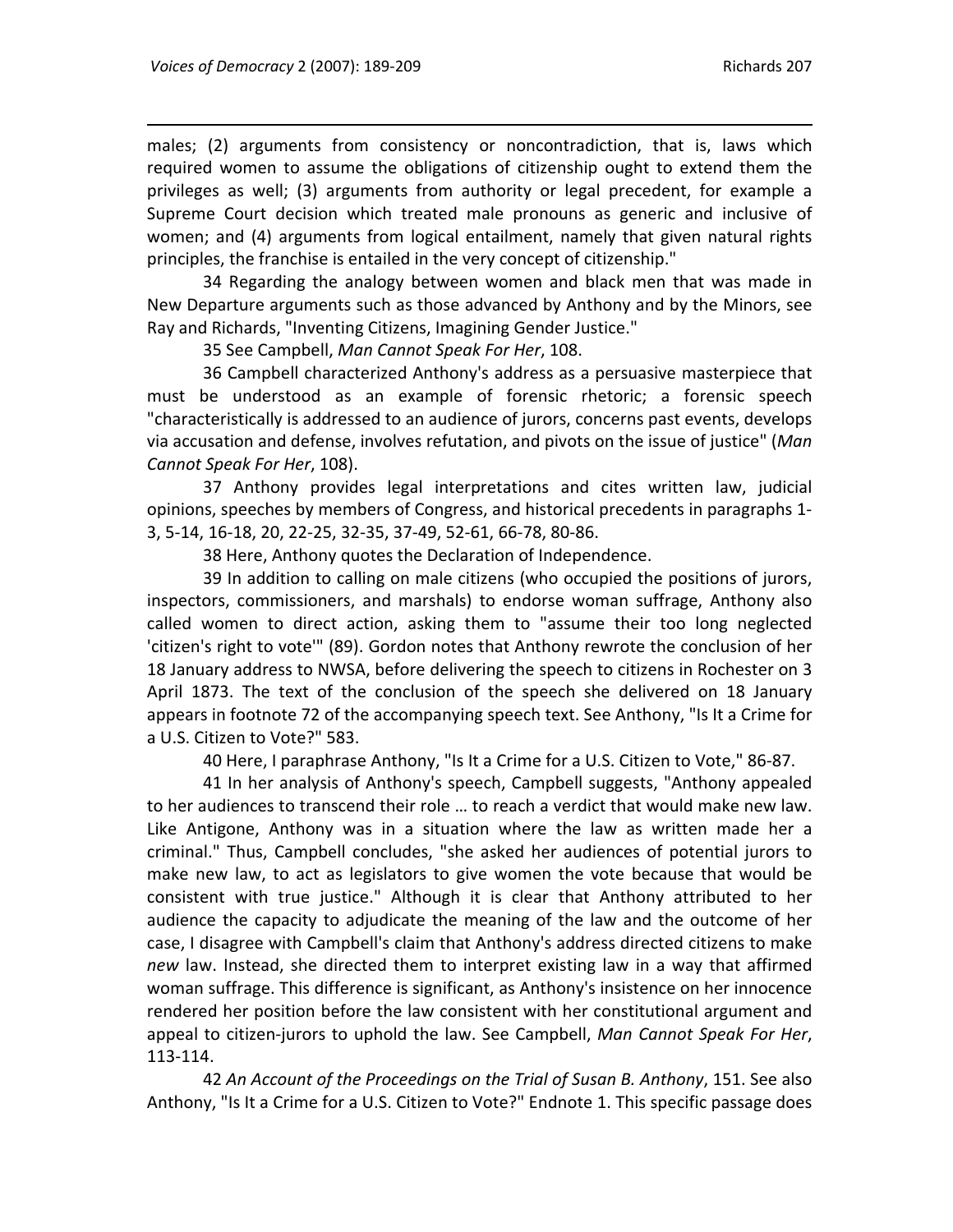males; (2) arguments from consistency or noncontradiction, that is, laws which required women to assume the obligations of citizenship ought to extend them the privileges as well; (3) arguments from authority or legal precedent, for example a Supreme Court decision which treated male pronouns as generic and inclusive of women; and (4) arguments from logical entailment, namely that given natural rights principles, the franchise is entailed in the very concept of citizenship."

34 Regarding the analogy between women and black men that was made in New Departure arguments such as those advanced by Anthony and by the Minors, see Ray and Richards, "Inventing Citizens, Imagining Gender Justice."

35 See Campbell, *Man Cannot Speak For Her*, 108.

36 Campbell characterized Anthony's address as a persuasive masterpiece that must be understood as an example of forensic rhetoric; a forensic speech "characteristically is addressed to an audience of jurors, concerns past events, develops via accusation and defense, involves refutation, and pivots on the issue of justice" (*Man Cannot Speak For Her*, 108).

37 Anthony provides legal interpretations and cites written law, judicial opinions, speeches by members of Congress, and historical precedents in paragraphs 1-3, 5-14, 16-18, 20, 22-25, 32-35, 37-49, 52-61, 66-78, 80-86.

38 Here, Anthony quotes the Declaration of Independence.

39 In addition to calling on male citizens (who occupied the positions of jurors, inspectors, commissioners, and marshals) to endorse woman suffrage, Anthony also called women to direct action, asking them to "assume their too long neglected 'citizen's right to vote'" (89). Gordon notes that Anthony rewrote the conclusion of her 18 January address to NWSA, before delivering the speech to citizens in Rochester on 3 April 1873. The text of the conclusion of the speech she delivered on 18 January appears in footnote 72 of the accompanying speech text. See Anthony, "Is It a Crime for a U.S. Citizen to Vote?" 583.

40 Here, I paraphrase Anthony, "Is It a Crime for a U.S. Citizen to Vote," 86-87.

41 In her analysis of Anthony's speech, Campbell suggests, "Anthony appealed to her audiences to transcend their role … to reach a verdict that would make new law. Like Antigone, Anthony was in a situation where the law as written made her a criminal." Thus, Campbell concludes, "she asked her audiences of potential jurors to make new law, to act as legislators to give women the vote because that would be consistent with true justice." Although it is clear that Anthony attributed to her audience the capacity to adjudicate the meaning of the law and the outcome of her case, I disagree with Campbell's claim that Anthony's address directed citizens to make *new* law. Instead, she directed them to interpret existing law in a way that affirmed woman suffrage. This difference is significant, as Anthony's insistence on her innocence rendered her position before the law consistent with her constitutional argument and appeal to citizen-jurors to uphold the law. See Campbell, *Man Cannot Speak For Her*, 113-114.

42 *An Account of the Proceedings on the Trial of Susan B. Anthony*, 151. See also Anthony, "Is It a Crime for a U.S. Citizen to Vote?" Endnote 1. This specific passage does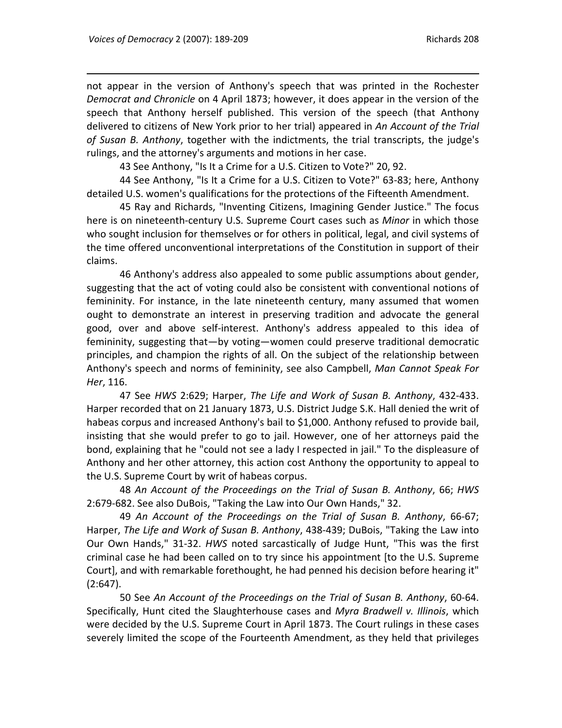not appear in the version of Anthony's speech that was printed in the Rochester *Democrat and Chronicle* on 4 April 1873; however, it does appear in the version of the speech that Anthony herself published. This version of the speech (that Anthony delivered to citizens of New York prior to her trial) appeared in *An Account of the Trial of Susan B. Anthony*, together with the indictments, the trial transcripts, the judge's rulings, and the attorney's arguments and motions in her case.

43 See Anthony, "Is It a Crime for a U.S. Citizen to Vote?" 20, 92.

44 See Anthony, "Is It a Crime for a U.S. Citizen to Vote?" 63-83; here, Anthony detailed U.S. women's qualifications for the protections of the Fifteenth Amendment.

45 Ray and Richards, "Inventing Citizens, Imagining Gender Justice." The focus here is on nineteenth-century U.S. Supreme Court cases such as *Minor* in which those who sought inclusion for themselves or for others in political, legal, and civil systems of the time offered unconventional interpretations of the Constitution in support of their claims.

46 Anthony's address also appealed to some public assumptions about gender, suggesting that the act of voting could also be consistent with conventional notions of femininity. For instance, in the late nineteenth century, many assumed that women ought to demonstrate an interest in preserving tradition and advocate the general good, over and above self-interest. Anthony's address appealed to this idea of femininity, suggesting that—by voting—women could preserve traditional democratic principles, and champion the rights of all. On the subject of the relationship between Anthony's speech and norms of femininity, see also Campbell, *Man Cannot Speak For Her*, 116.

47 See *HWS* 2:629; Harper, *The Life and Work of Susan B. Anthony*, 432-433. Harper recorded that on 21 January 1873, U.S. District Judge S.K. Hall denied the writ of habeas corpus and increased Anthony's bail to $1,000. Anthony refused to provide bail, insisting that she would prefer to go to jail. However, one of her attorneys paid the bond, explaining that he "could not see a lady I respected in jail." To the displeasure of Anthony and her other attorney, this action cost Anthony the opportunity to appeal to the U.S. Supreme Court by writ of habeas corpus.

48 *An Account of the Proceedings on the Trial of Susan B. Anthony*, 66; *HWS* 2:679-682. See also DuBois, "Taking the Law into Our Own Hands," 32.

49 *An Account of the Proceedings on the Trial of Susan B. Anthony*, 66-67; Harper, *The Life and Work of Susan B. Anthony*, 438-439; DuBois, "Taking the Law into Our Own Hands," 31-32. *HWS* noted sarcastically of Judge Hunt, "This was the first criminal case he had been called on to try since his appointment [to the U.S. Supreme Court], and with remarkable forethought, he had penned his decision before hearing it" (2:647).

50 See *An Account of the Proceedings on the Trial of Susan B. Anthony*, 60-64. Specifically, Hunt cited the Slaughterhouse cases and *Myra Bradwell v. Illinois*, which were decided by the U.S. Supreme Court in April 1873. The Court rulings in these cases severely limited the scope of the Fourteenth Amendment, as they held that privileges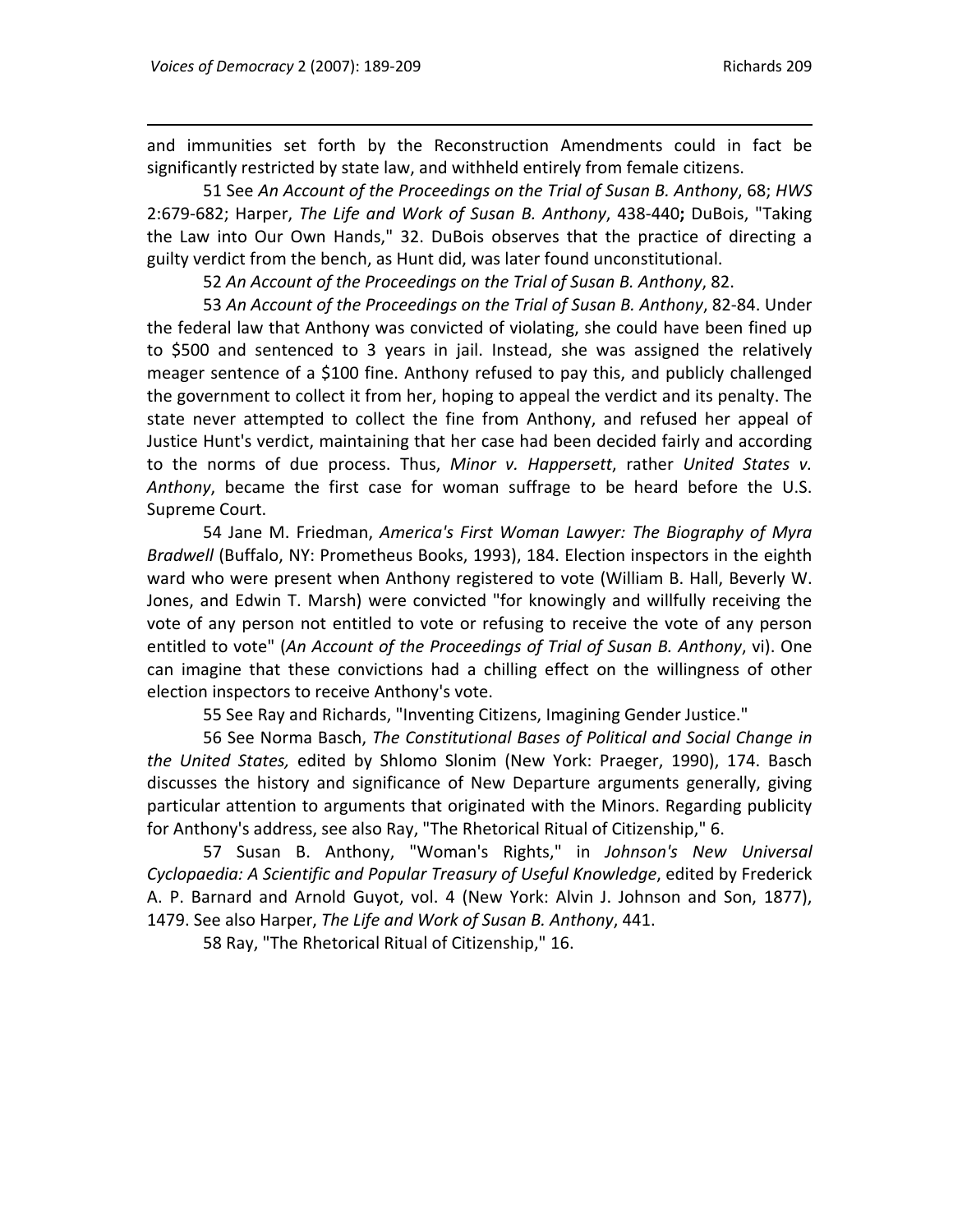and immunities set forth by the Reconstruction Amendments could in fact be significantly restricted by state law, and withheld entirely from female citizens.

51 See *An Account of the Proceedings on the Trial of Susan B. Anthony*, 68; *HWS* 2:679-682; Harper, *The Life and Work of Susan B. Anthony*, 438-440**;** DuBois, "Taking the Law into Our Own Hands," 32. DuBois observes that the practice of directing a guilty verdict from the bench, as Hunt did, was later found unconstitutional.

52 *An Account of the Proceedings on the Trial of Susan B. Anthony*, 82.

53 *An Account of the Proceedings on the Trial of Susan B. Anthony*, 82-84. Under the federal law that Anthony was convicted of violating, she could have been fined up to $500 and sentenced to 3 years in jail. Instead, she was assigned the relatively meager sentence of a $100 fine. Anthony refused to pay this, and publicly challenged the government to collect it from her, hoping to appeal the verdict and its penalty. The state never attempted to collect the fine from Anthony, and refused her appeal of Justice Hunt's verdict, maintaining that her case had been decided fairly and according to the norms of due process. Thus, *Minor v. Happersett*, rather *United States v. Anthony*, became the first case for woman suffrage to be heard before the U.S. Supreme Court.

54 Jane M. Friedman, *America's First Woman Lawyer: The Biography of Myra Bradwell* (Buffalo, NY: Prometheus Books, 1993), 184. Election inspectors in the eighth ward who were present when Anthony registered to vote (William B. Hall, Beverly W. Jones, and Edwin T. Marsh) were convicted "for knowingly and willfully receiving the vote of any person not entitled to vote or refusing to receive the vote of any person entitled to vote" (*An Account of the Proceedings of Trial of Susan B. Anthony*, vi). One can imagine that these convictions had a chilling effect on the willingness of other election inspectors to receive Anthony's vote.

55 See Ray and Richards, "Inventing Citizens, Imagining Gender Justice."

56 See Norma Basch, *The Constitutional Bases of Political and Social Change in the United States,* edited by Shlomo Slonim (New York: Praeger, 1990), 174. Basch discusses the history and significance of New Departure arguments generally, giving particular attention to arguments that originated with the Minors. Regarding publicity for Anthony's address, see also Ray, "The Rhetorical Ritual of Citizenship," 6.

57 Susan B. Anthony, "Woman's Rights," in *Johnson's New Universal Cyclopaedia: A Scientific and Popular Treasury of Useful Knowledge*, edited by Frederick A. P. Barnard and Arnold Guyot, vol. 4 (New York: Alvin J. Johnson and Son, 1877), 1479. See also Harper, *The Life and Work of Susan B. Anthony*, 441.

58 Ray, "The Rhetorical Ritual of Citizenship," 16.